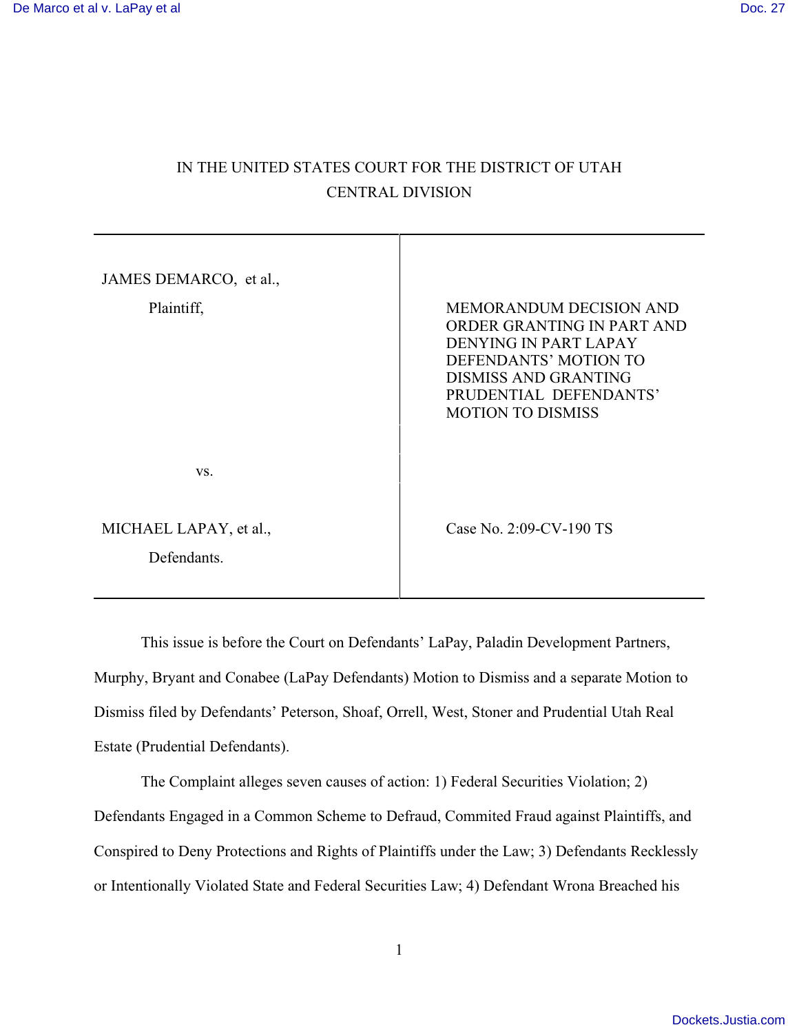IN THE UNITED STATES COURT FOR THE DISTRICT OF UTAH
CENTRAL DIVISION

| | |
|---|---|
| JAMES DEMARCO, et al.,<br>Plaintiff, | MEMORANDUM DECISION AND ORDER GRANTING IN PART AND DENYING IN PART LAPAY DEFENDANTS' MOTION TO DISMISS AND GRANTING PRUDENTIAL DEFENDANTS' MOTION TO DISMISS |
| vs. | |
| MICHAEL LAPAY, et al.,<br>Defendants. | Case No. 2:09-CV-190 TS |

This issue is before the Court on Defendants' LaPay, Paladin Development Partners, Murphy, Bryant and Conabee (LaPay Defendants) Motion to Dismiss and a separate Motion to Dismiss filed by Defendants' Peterson, Shoaf, Orrell, West, Stoner and Prudential Utah Real Estate (Prudential Defendants).

The Complaint alleges seven causes of action: 1) Federal Securities Violation; 2) Defendants Engaged in a Common Scheme to Defraud, Commited Fraud against Plaintiffs, and Conspired to Deny Protections and Rights of Plaintiffs under the Law; 3) Defendants Recklessly or Intentionally Violated State and Federal Securities Law; 4) Defendant Wrona Breached his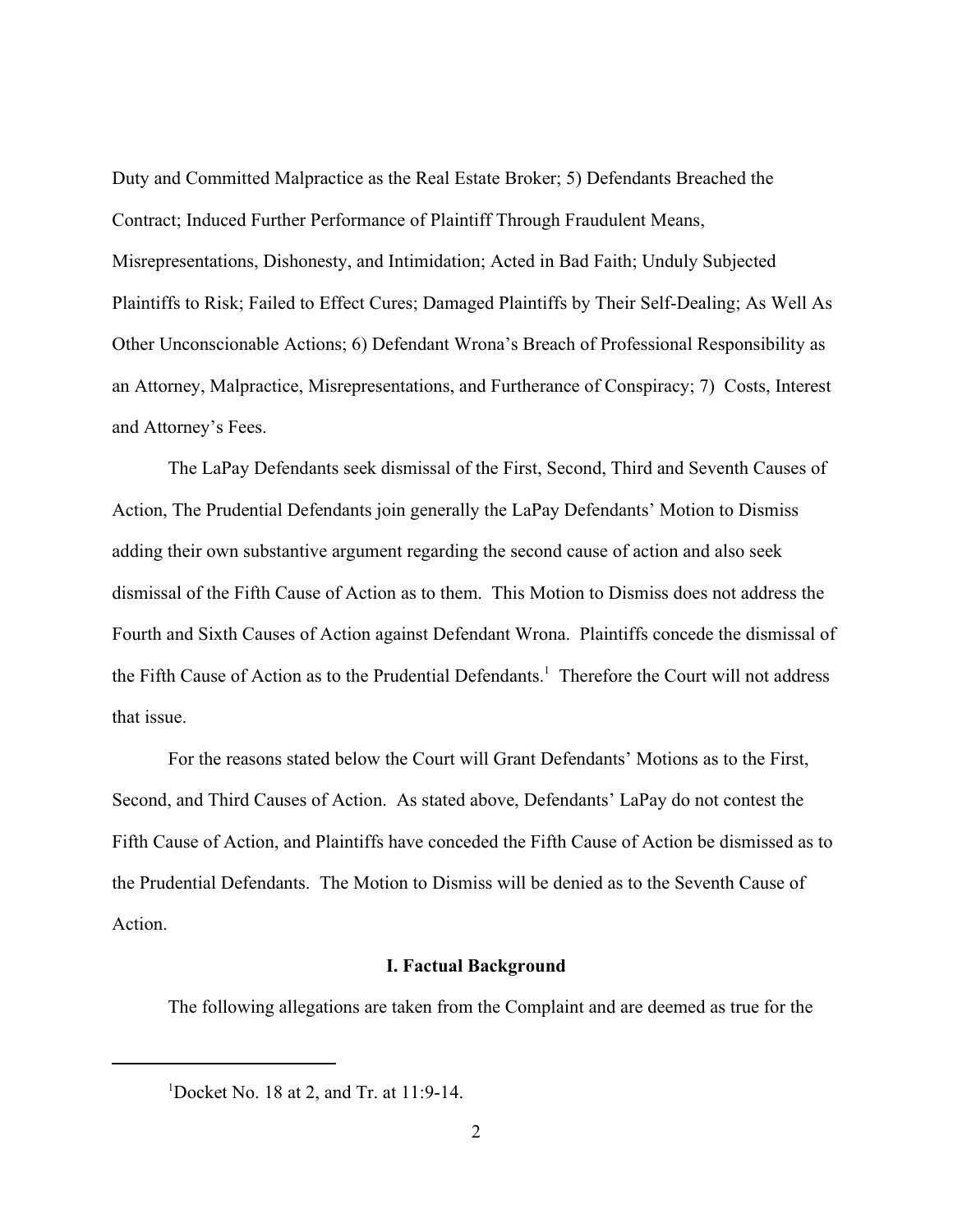Duty and Committed Malpractice as the Real Estate Broker; 5) Defendants Breached the Contract; Induced Further Performance of Plaintiff Through Fraudulent Means, Misrepresentations, Dishonesty, and Intimidation; Acted in Bad Faith; Unduly Subjected Plaintiffs to Risk; Failed to Effect Cures; Damaged Plaintiffs by Their Self-Dealing; As Well As Other Unconscionable Actions; 6) Defendant Wrona's Breach of Professional Responsibility as an Attorney, Malpractice, Misrepresentations, and Furtherance of Conspiracy; 7) Costs, Interest and Attorney's Fees.

The LaPay Defendants seek dismissal of the First, Second, Third and Seventh Causes of Action, The Prudential Defendants join generally the LaPay Defendants' Motion to Dismiss adding their own substantive argument regarding the second cause of action and also seek dismissal of the Fifth Cause of Action as to them. This Motion to Dismiss does not address the Fourth and Sixth Causes of Action against Defendant Wrona. Plaintiffs concede the dismissal of the Fifth Cause of Action as to the Prudential Defendants.[1] Therefore the Court will not address that issue.

For the reasons stated below the Court will Grant Defendants' Motions as to the First, Second, and Third Causes of Action. As stated above, Defendants' LaPay do not contest the Fifth Cause of Action, and Plaintiffs have conceded the Fifth Cause of Action be dismissed as to the Prudential Defendants. The Motion to Dismiss will be denied as to the Seventh Cause of Action.

## I. Factual Background

The following allegations are taken from the Complaint and are deemed as true for the

[1] Docket No. 18 at 2, and Tr. at 11:9-14.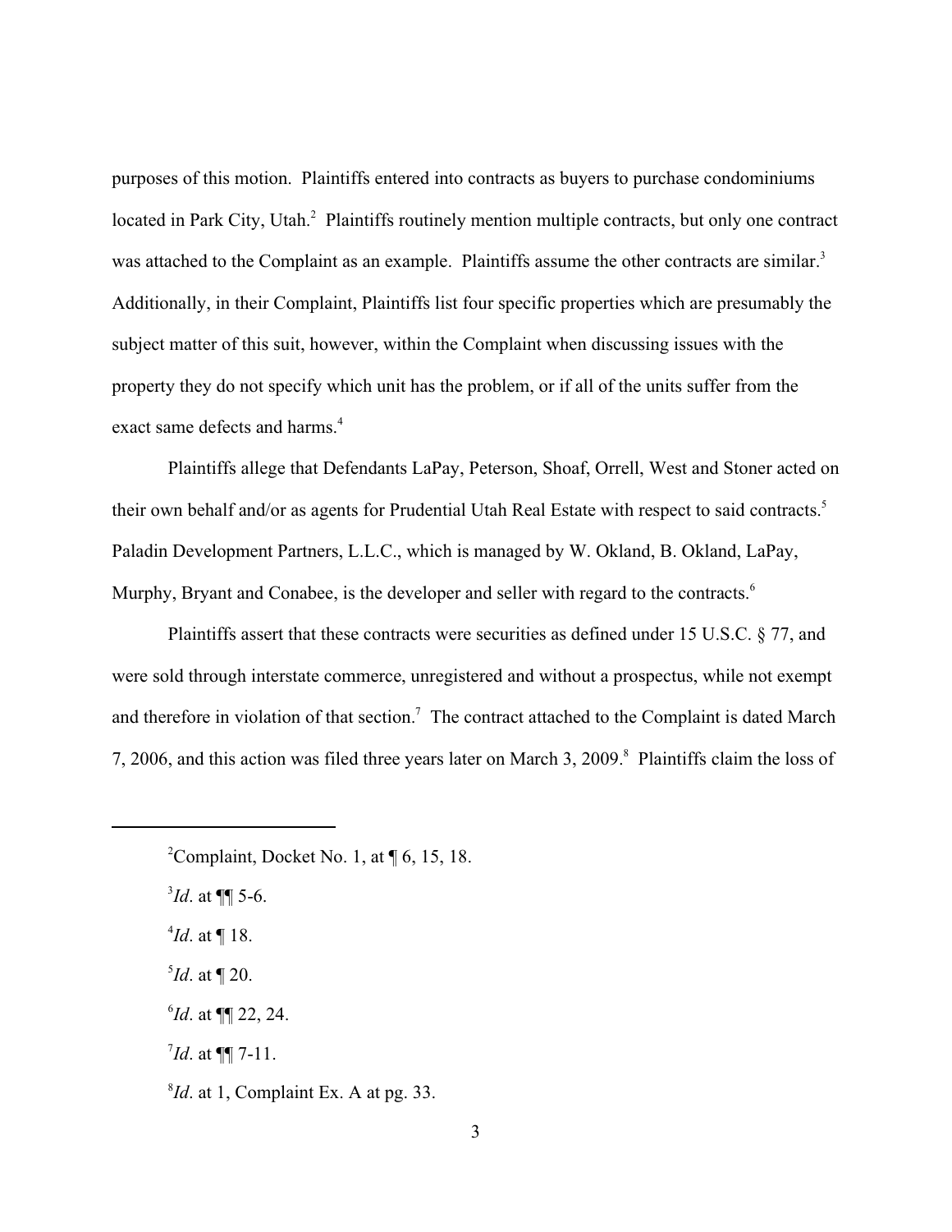purposes of this motion. Plaintiffs entered into contracts as buyers to purchase condominiums located in Park City, Utah.[2] Plaintiffs routinely mention multiple contracts, but only one contract was attached to the Complaint as an example. Plaintiffs assume the other contracts are similar.[3] Additionally, in their Complaint, Plaintiffs list four specific properties which are presumably the subject matter of this suit, however, within the Complaint when discussing issues with the property they do not specify which unit has the problem, or if all of the units suffer from the exact same defects and harms.[4]

Plaintiffs allege that Defendants LaPay, Peterson, Shoaf, Orrell, West and Stoner acted on their own behalf and/or as agents for Prudential Utah Real Estate with respect to said contracts.[5] Paladin Development Partners, L.L.C., which is managed by W. Okland, B. Okland, LaPay, Murphy, Bryant and Conabee, is the developer and seller with regard to the contracts.[6]

Plaintiffs assert that these contracts were securities as defined under 15 U.S.C. § 77, and were sold through interstate commerce, unregistered and without a prospectus, while not exempt and therefore in violation of that section.[7] The contract attached to the Complaint is dated March 7, 2006, and this action was filed three years later on March 3, 2009.[8] Plaintiffs claim the loss of

---

[2]Complaint, Docket No. 1, at ¶ 6, 15, 18.

[3]*Id*. at ¶¶ 5-6.

[4]*Id*. at ¶ 18.

[5]*Id*. at ¶ 20.

[6]*Id*. at ¶¶ 22, 24.

[7]*Id*. at ¶¶ 7-11.

[8]*Id*. at 1, Complaint Ex. A at pg. 33.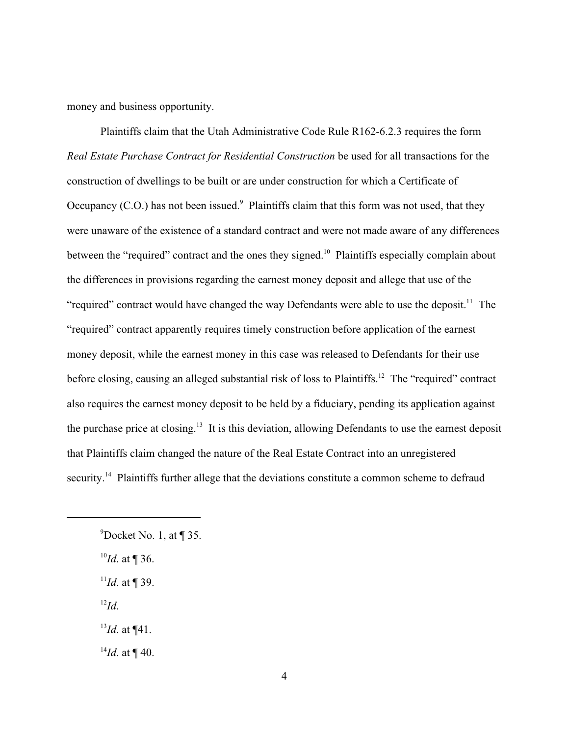money and business opportunity.

Plaintiffs claim that the Utah Administrative Code Rule R162-6.2.3 requires the form *Real Estate Purchase Contract for Residential Construction* be used for all transactions for the construction of dwellings to be built or are under construction for which a Certificate of Occupancy (C.O.) has not been issued.[9] Plaintiffs claim that this form was not used, that they were unaware of the existence of a standard contract and were not made aware of any differences between the "required" contract and the ones they signed.[10] Plaintiffs especially complain about the differences in provisions regarding the earnest money deposit and allege that use of the "required" contract would have changed the way Defendants were able to use the deposit.[11] The "required" contract apparently requires timely construction before application of the earnest money deposit, while the earnest money in this case was released to Defendants for their use before closing, causing an alleged substantial risk of loss to Plaintiffs.[12] The "required" contract also requires the earnest money deposit to be held by a fiduciary, pending its application against the purchase price at closing.[13] It is this deviation, allowing Defendants to use the earnest deposit that Plaintiffs claim changed the nature of the Real Estate Contract into an unregistered security.[14] Plaintiffs further allege that the deviations constitute a common scheme to defraud

---

[9]Docket No. 1, at ¶ 35.

[10]*Id*. at ¶ 36.

[11]*Id*. at ¶ 39.

[12]*Id*.

[13]*Id*. at ¶41.

[14]*Id*. at ¶ 40.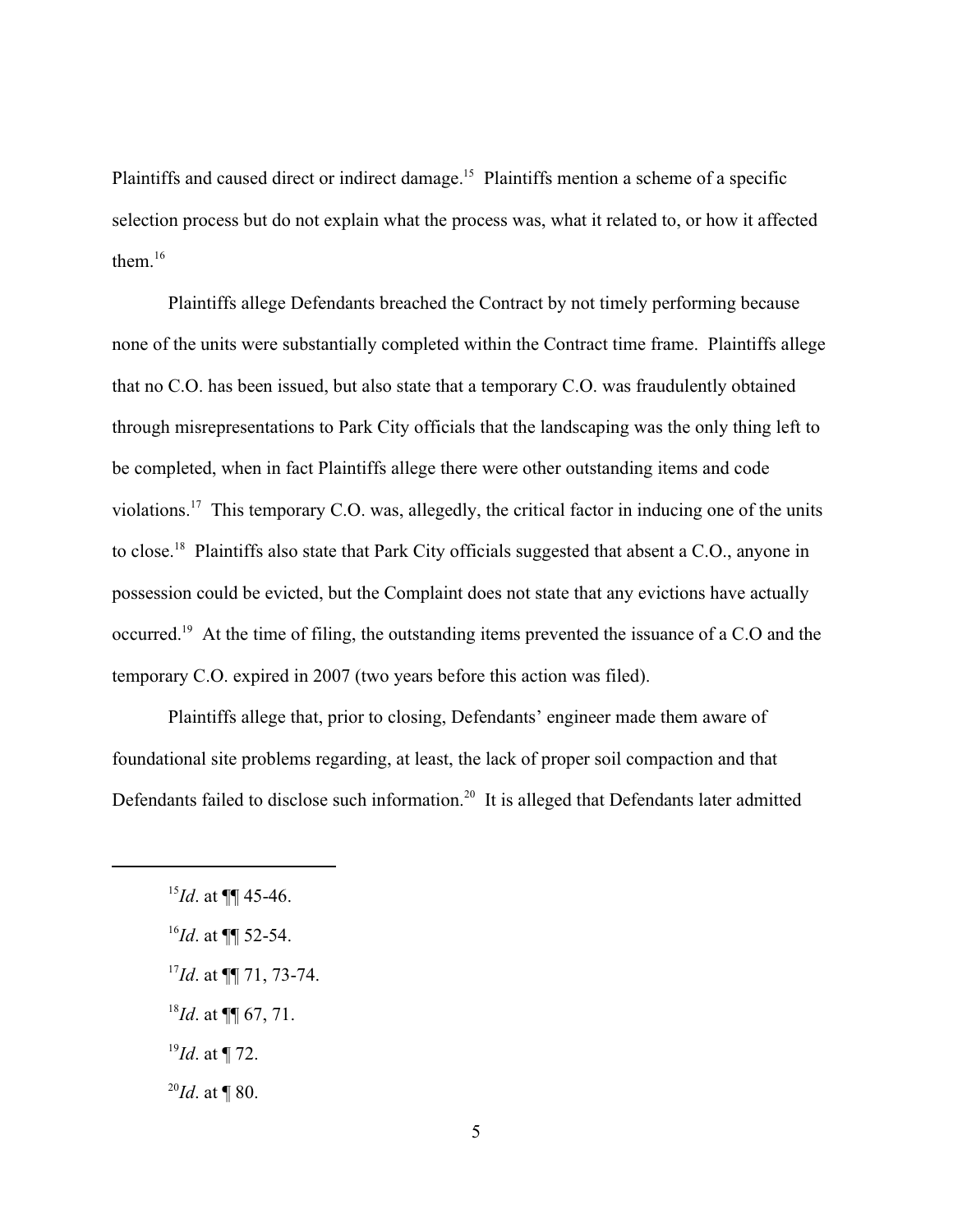Plaintiffs and caused direct or indirect damage.[15] Plaintiffs mention a scheme of a specific selection process but do not explain what the process was, what it related to, or how it affected them.[16]

Plaintiffs allege Defendants breached the Contract by not timely performing because none of the units were substantially completed within the Contract time frame. Plaintiffs allege that no C.O. has been issued, but also state that a temporary C.O. was fraudulently obtained through misrepresentations to Park City officials that the landscaping was the only thing left to be completed, when in fact Plaintiffs allege there were other outstanding items and code violations.[17] This temporary C.O. was, allegedly, the critical factor in inducing one of the units to close.[18] Plaintiffs also state that Park City officials suggested that absent a C.O., anyone in possession could be evicted, but the Complaint does not state that any evictions have actually occurred.[19] At the time of filing, the outstanding items prevented the issuance of a C.O and the temporary C.O. expired in 2007 (two years before this action was filed).

Plaintiffs allege that, prior to closing, Defendants' engineer made them aware of foundational site problems regarding, at least, the lack of proper soil compaction and that Defendants failed to disclose such information.[20] It is alleged that Defendants later admitted

---

[15] *Id*. at ¶¶ 45-46.

[16] *Id*. at ¶¶ 52-54.

[17] *Id*. at ¶¶ 71, 73-74.

[18] *Id*. at ¶¶ 67, 71.

[19] *Id*. at ¶ 72.

[20] *Id*. at ¶ 80.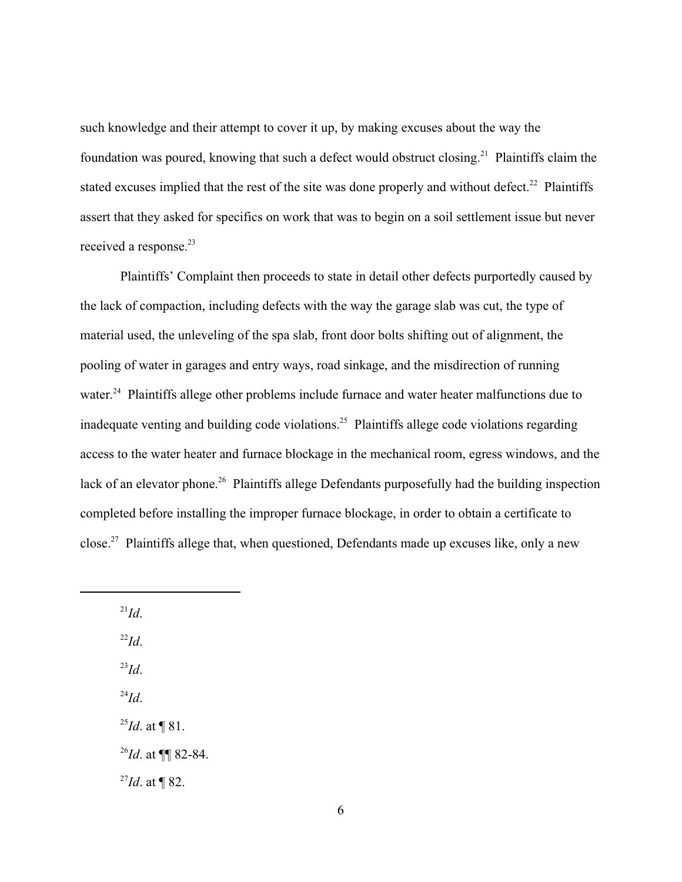such knowledge and their attempt to cover it up, by making excuses about the way the foundation was poured, knowing that such a defect would obstruct closing.[21] Plaintiffs claim the stated excuses implied that the rest of the site was done properly and without defect.[22] Plaintiffs assert that they asked for specifics on work that was to begin on a soil settlement issue but never received a response.[23]

Plaintiffs' Complaint then proceeds to state in detail other defects purportedly caused by the lack of compaction, including defects with the way the garage slab was cut, the type of material used, the unleveling of the spa slab, front door bolts shifting out of alignment, the pooling of water in garages and entry ways, road sinkage, and the misdirection of running water.[24] Plaintiffs allege other problems include furnace and water heater malfunctions due to inadequate venting and building code violations.[25] Plaintiffs allege code violations regarding access to the water heater and furnace blockage in the mechanical room, egress windows, and the lack of an elevator phone.[26] Plaintiffs allege Defendants purposefully had the building inspection completed before installing the improper furnace blockage, in order to obtain a certificate to close.[27] Plaintiffs allege that, when questioned, Defendants made up excuses like, only a new

---

[21] *Id*.

[22] *Id*.

[23] *Id*.

[24] *Id*.

[25] *Id*. at ¶ 81.

[26] *Id*. at ¶¶ 82-84.

[27] *Id*. at ¶ 82.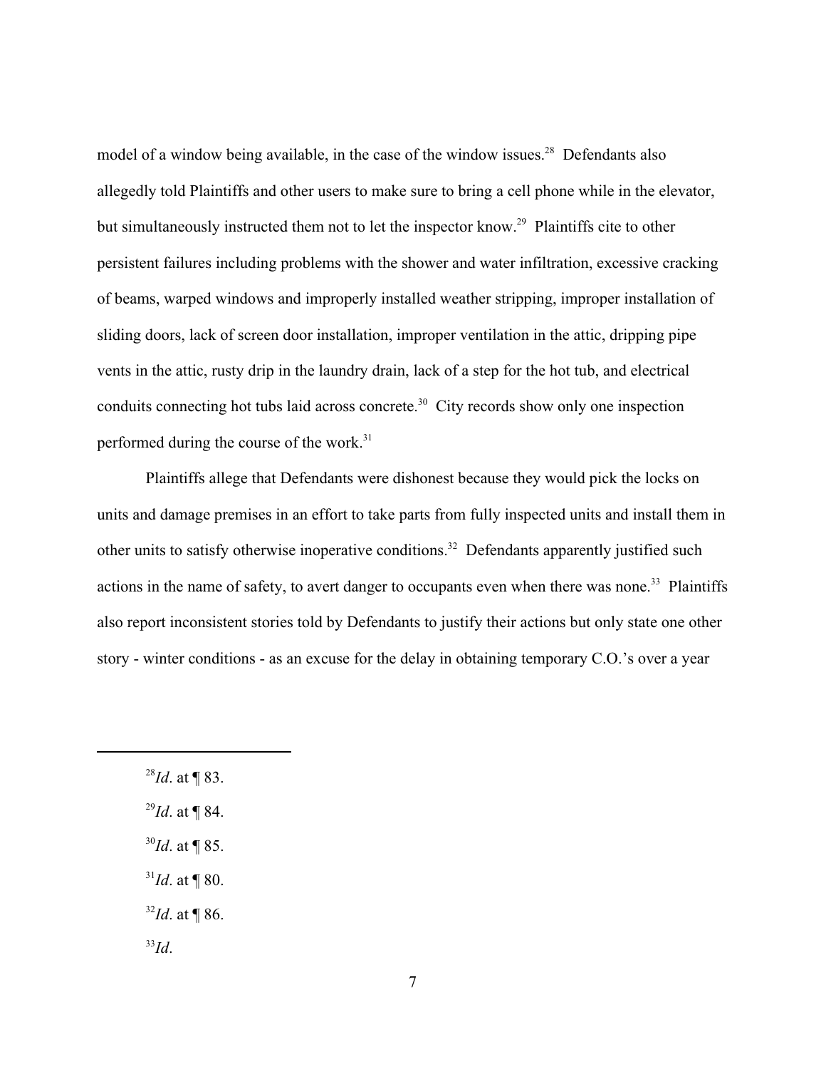model of a window being available, in the case of the window issues.[28] Defendants also allegedly told Plaintiffs and other users to make sure to bring a cell phone while in the elevator, but simultaneously instructed them not to let the inspector know.[29] Plaintiffs cite to other persistent failures including problems with the shower and water infiltration, excessive cracking of beams, warped windows and improperly installed weather stripping, improper installation of sliding doors, lack of screen door installation, improper ventilation in the attic, dripping pipe vents in the attic, rusty drip in the laundry drain, lack of a step for the hot tub, and electrical conduits connecting hot tubs laid across concrete.[30] City records show only one inspection performed during the course of the work.[31]

Plaintiffs allege that Defendants were dishonest because they would pick the locks on units and damage premises in an effort to take parts from fully inspected units and install them in other units to satisfy otherwise inoperative conditions.[32] Defendants apparently justified such actions in the name of safety, to avert danger to occupants even when there was none.[33] Plaintiffs also report inconsistent stories told by Defendants to justify their actions but only state one other story - winter conditions - as an excuse for the delay in obtaining temporary C.O.'s over a year

---

[28] *Id*. at ¶ 83.

[29] *Id*. at ¶ 84.

[30] *Id*. at ¶ 85.

[31] *Id*. at ¶ 80.

[32] *Id*. at ¶ 86.

[33] *Id*.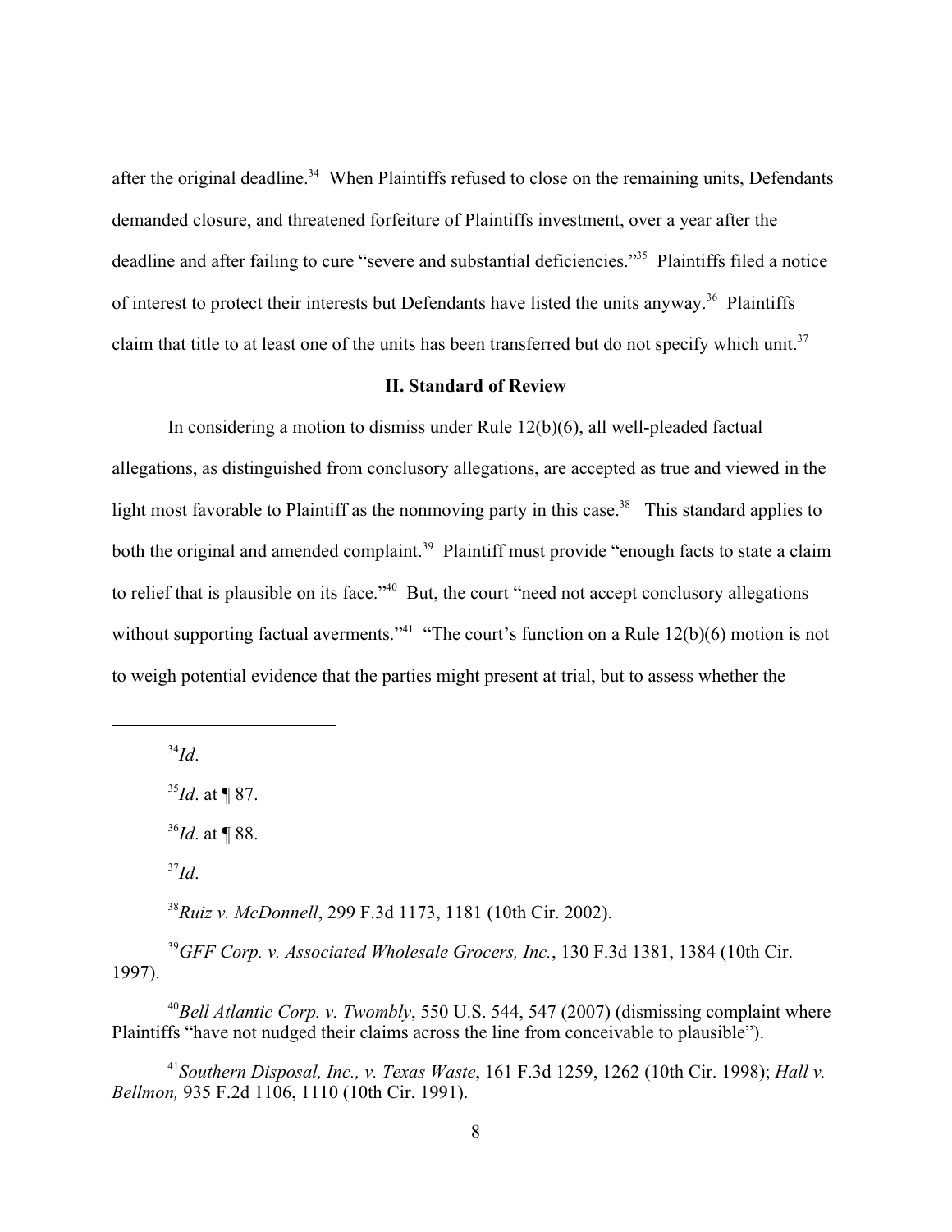after the original deadline.[34] When Plaintiffs refused to close on the remaining units, Defendants demanded closure, and threatened forfeiture of Plaintiffs investment, over a year after the deadline and after failing to cure "severe and substantial deficiencies."[35] Plaintiffs filed a notice of interest to protect their interests but Defendants have listed the units anyway.[36] Plaintiffs claim that title to at least one of the units has been transferred but do not specify which unit.[37]

## II. Standard of Review

In considering a motion to dismiss under Rule 12(b)(6), all well-pleaded factual allegations, as distinguished from conclusory allegations, are accepted as true and viewed in the light most favorable to Plaintiff as the nonmoving party in this case.[38] This standard applies to both the original and amended complaint.[39] Plaintiff must provide "enough facts to state a claim to relief that is plausible on its face."[40] But, the court "need not accept conclusory allegations without supporting factual averments."[41] "The court's function on a Rule 12(b)(6) motion is not to weigh potential evidence that the parties might present at trial, but to assess whether the

---

[34] *Id*.

[35] *Id*. at ¶ 87.

[36] *Id*. at ¶ 88.

[37] *Id*.

[38] *Ruiz v. McDonnell*, 299 F.3d 1173, 1181 (10th Cir. 2002).

[39] *GFF Corp. v. Associated Wholesale Grocers, Inc.*, 130 F.3d 1381, 1384 (10th Cir. 1997).

[40] *Bell Atlantic Corp. v. Twombly*, 550 U.S. 544, 547 (2007) (dismissing complaint where Plaintiffs "have not nudged their claims across the line from conceivable to plausible").

[41] *Southern Disposal, Inc., v. Texas Waste*, 161 F.3d 1259, 1262 (10th Cir. 1998); *Hall v. Bellmon,* 935 F.2d 1106, 1110 (10th Cir. 1991).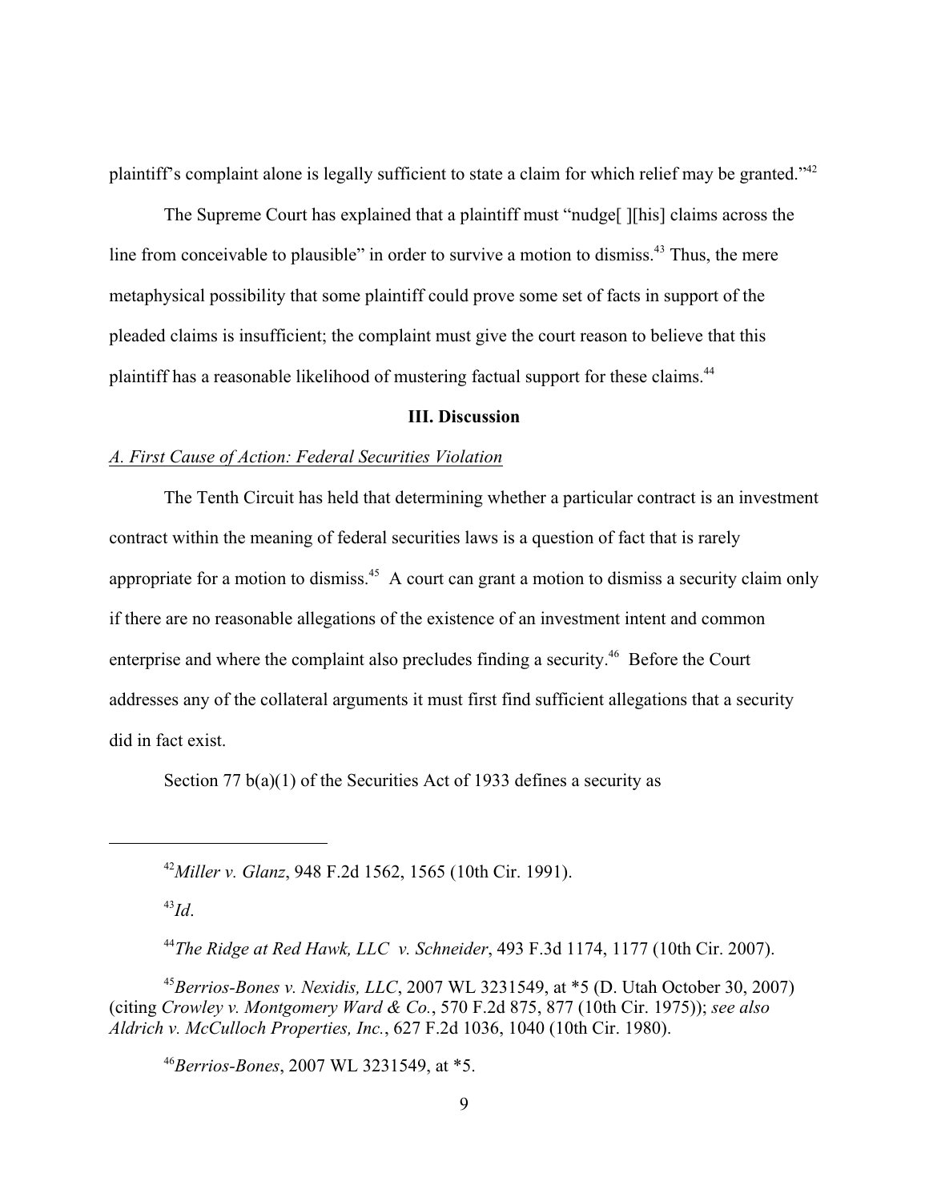plaintiff's complaint alone is legally sufficient to state a claim for which relief may be granted."[42]

The Supreme Court has explained that a plaintiff must "nudge[ ][his] claims across the line from conceivable to plausible" in order to survive a motion to dismiss.[43] Thus, the mere metaphysical possibility that some plaintiff could prove some set of facts in support of the pleaded claims is insufficient; the complaint must give the court reason to believe that this plaintiff has a reasonable likelihood of mustering factual support for these claims.[44]

## III. Discussion

### *A. First Cause of Action: Federal Securities Violation*

The Tenth Circuit has held that determining whether a particular contract is an investment contract within the meaning of federal securities laws is a question of fact that is rarely appropriate for a motion to dismiss.[45] A court can grant a motion to dismiss a security claim only if there are no reasonable allegations of the existence of an investment intent and common enterprise and where the complaint also precludes finding a security.[46] Before the Court addresses any of the collateral arguments it must first find sufficient allegations that a security did in fact exist.

Section 77 b(a)(1) of the Securities Act of 1933 defines a security as

---

[42] *Miller v. Glanz*, 948 F.2d 1562, 1565 (10th Cir. 1991).

[43] *Id*.

[44] *The Ridge at Red Hawk, LLC v. Schneider*, 493 F.3d 1174, 1177 (10th Cir. 2007).

[45] *Berrios-Bones v. Nexidis, LLC*, 2007 WL 3231549, at *5 (D. Utah October 30, 2007) (citing *Crowley v. Montgomery Ward & Co.*, 570 F.2d 875, 877 (10th Cir. 1975)); *see also Aldrich v. McCulloch Properties, Inc.*, 627 F.2d 1036, 1040 (10th Cir. 1980).

[46] *Berrios-Bones*, 2007 WL 3231549, at *5.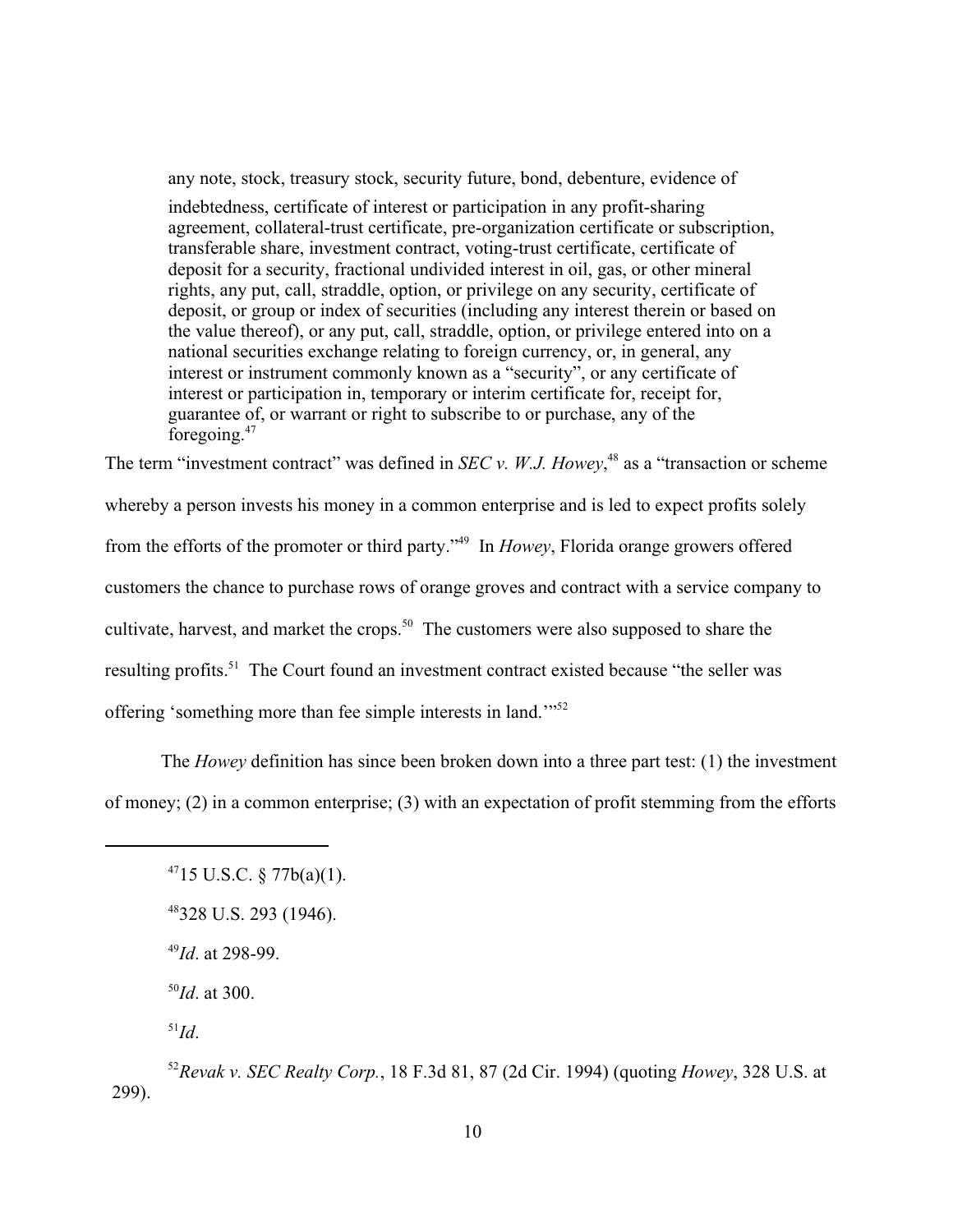> any note, stock, treasury stock, security future, bond, debenture, evidence of indebtedness, certificate of interest or participation in any profit-sharing agreement, collateral-trust certificate, pre-organization certificate or subscription, transferable share, investment contract, voting-trust certificate, certificate of deposit for a security, fractional undivided interest in oil, gas, or other mineral rights, any put, call, straddle, option, or privilege on any security, certificate of deposit, or group or index of securities (including any interest therein or based on the value thereof), or any put, call, straddle, option, or privilege entered into on a national securities exchange relating to foreign currency, or, in general, any interest or instrument commonly known as a "security", or any certificate of interest or participation in, temporary or interim certificate for, receipt for, guarantee of, or warrant or right to subscribe to or purchase, any of the foregoing.[47]

The term "investment contract" was defined in *SEC v. W.J. Howey*,[48] as a "transaction or scheme whereby a person invests his money in a common enterprise and is led to expect profits solely from the efforts of the promoter or third party."[49] In *Howey*, Florida orange growers offered customers the chance to purchase rows of orange groves and contract with a service company to cultivate, harvest, and market the crops.[50] The customers were also supposed to share the resulting profits.[51] The Court found an investment contract existed because "the seller was offering 'something more than fee simple interests in land.'"[52]

The *Howey* definition has since been broken down into a three part test: (1) the investment of money; (2) in a common enterprise; (3) with an expectation of profit stemming from the efforts

---

[47] 15 U.S.C. § 77b(a)(1).

[48] 328 U.S. 293 (1946).

[49] *Id*. at 298-99.

[50] *Id*. at 300.

[51] *Id*.

[52] *Revak v. SEC Realty Corp.*, 18 F.3d 81, 87 (2d Cir. 1994) (quoting *Howey*, 328 U.S. at 299).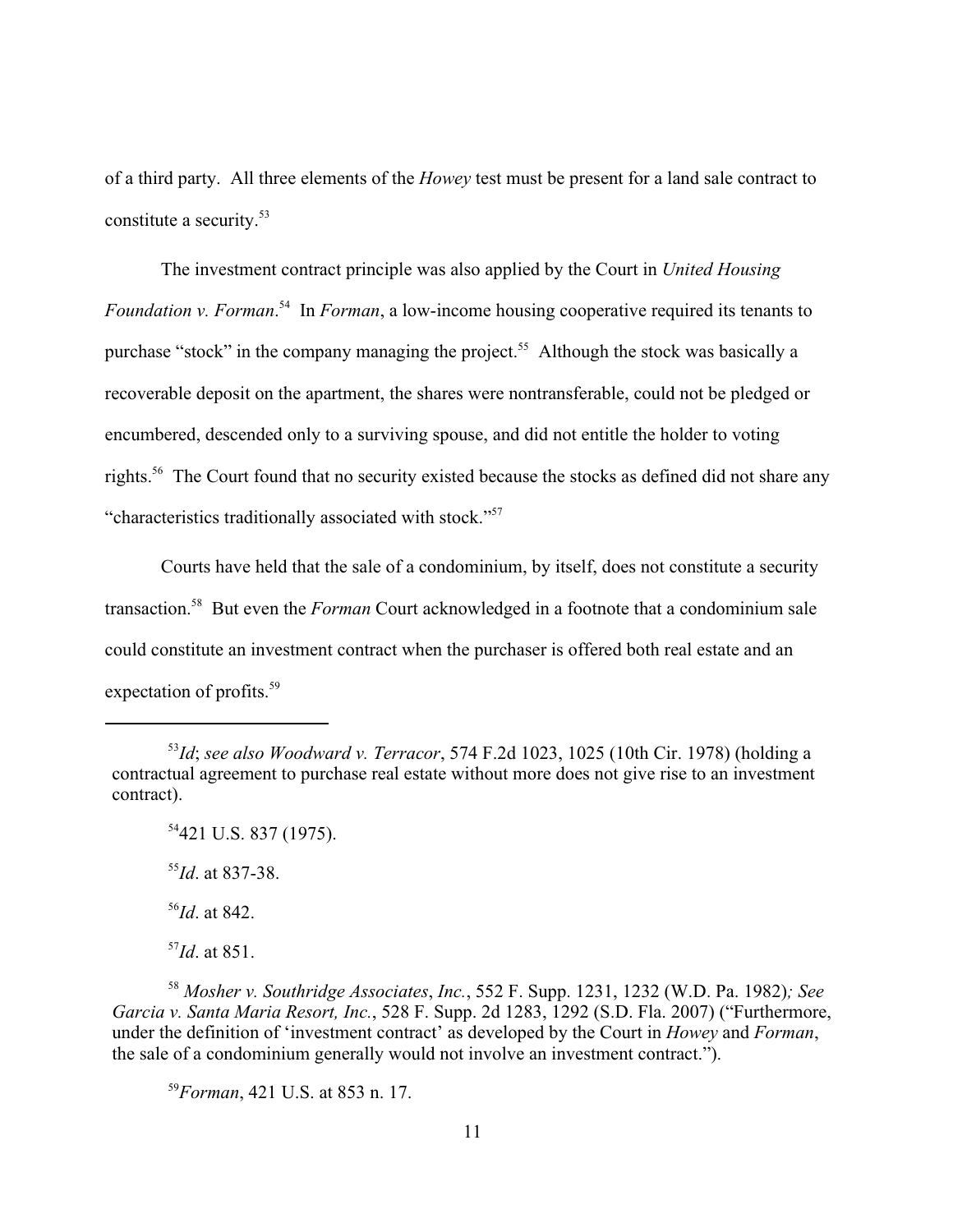of a third party. All three elements of the *Howey* test must be present for a land sale contract to constitute a security.[53]

The investment contract principle was also applied by the Court in *United Housing Foundation v. Forman*.[54] In *Forman*, a low-income housing cooperative required its tenants to purchase "stock" in the company managing the project.[55] Although the stock was basically a recoverable deposit on the apartment, the shares were nontransferable, could not be pledged or encumbered, descended only to a surviving spouse, and did not entitle the holder to voting rights.[56] The Court found that no security existed because the stocks as defined did not share any "characteristics traditionally associated with stock."[57]

Courts have held that the sale of a condominium, by itself, does not constitute a security transaction.[58] But even the *Forman* Court acknowledged in a footnote that a condominium sale could constitute an investment contract when the purchaser is offered both real estate and an expectation of profits.[59]

---

[53] *Id*; *see also Woodward v. Terracor*, 574 F.2d 1023, 1025 (10th Cir. 1978) (holding a contractual agreement to purchase real estate without more does not give rise to an investment contract).

[54] 421 U.S. 837 (1975).

[55] *Id*. at 837-38.

[56] *Id*. at 842.

[57] *Id*. at 851.

[58] *Mosher v. Southridge Associates*, *Inc.*, 552 F. Supp. 1231, 1232 (W.D. Pa. 1982)*; See Garcia v. Santa Maria Resort, Inc.*, 528 F. Supp. 2d 1283, 1292 (S.D. Fla. 2007) ("Furthermore, under the definition of 'investment contract' as developed by the Court in *Howey* and *Forman*, the sale of a condominium generally would not involve an investment contract.").

[59] *Forman*, 421 U.S. at 853 n. 17.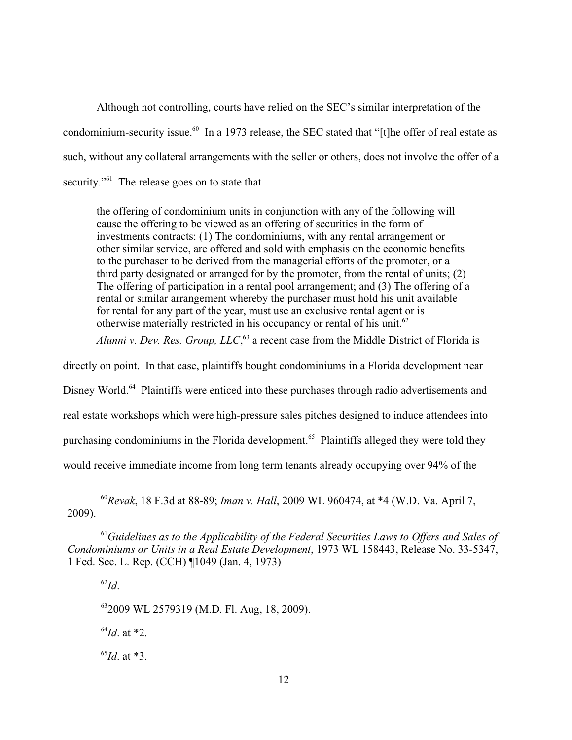Although not controlling, courts have relied on the SEC's similar interpretation of the condominium-security issue.[60] In a 1973 release, the SEC stated that "[t]he offer of real estate as such, without any collateral arrangements with the seller or others, does not involve the offer of a security."[61] The release goes on to state that

> the offering of condominium units in conjunction with any of the following will cause the offering to be viewed as an offering of securities in the form of investments contracts: (1) The condominiums, with any rental arrangement or other similar service, are offered and sold with emphasis on the economic benefits to the purchaser to be derived from the managerial efforts of the promoter, or a third party designated or arranged for by the promoter, from the rental of units; (2) The offering of participation in a rental pool arrangement; and (3) The offering of a rental or similar arrangement whereby the purchaser must hold his unit available for rental for any part of the year, must use an exclusive rental agent or is otherwise materially restricted in his occupancy or rental of his unit.[62]

*Alunni v. Dev. Res. Group, LLC*,[63] a recent case from the Middle District of Florida is directly on point. In that case, plaintiffs bought condominiums in a Florida development near Disney World.[64] Plaintiffs were enticed into these purchases through radio advertisements and real estate workshops which were high-pressure sales pitches designed to induce attendees into purchasing condominiums in the Florida development.[65] Plaintiffs alleged they were told they would receive immediate income from long term tenants already occupying over 94% of the

---

[60] *Revak*, 18 F.3d at 88-89; *Iman v. Hall*, 2009 WL 960474, at *4 (W.D. Va. April 7, 2009).

[61] *Guidelines as to the Applicability of the Federal Securities Laws to Offers and Sales of Condominiums or Units in a Real Estate Development*, 1973 WL 158443, Release No. 33-5347, 1 Fed. Sec. L. Rep. (CCH) ¶1049 (Jan. 4, 1973)

[62] *Id*.

[63] 2009 WL 2579319 (M.D. Fl. Aug, 18, 2009).

[64] *Id*. at *2.

[65] *Id*. at *3.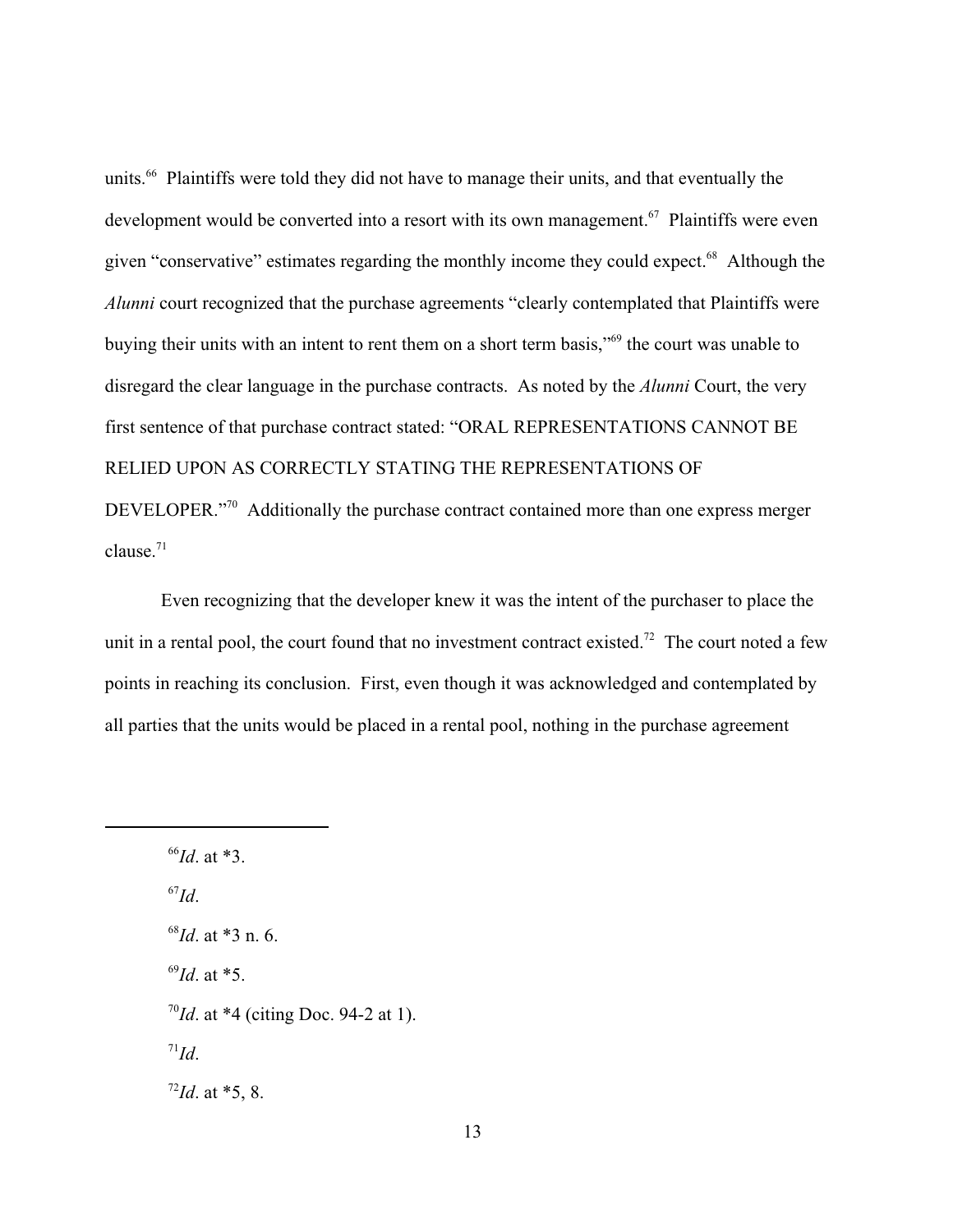units.[66] Plaintiffs were told they did not have to manage their units, and that eventually the development would be converted into a resort with its own management.[67] Plaintiffs were even given "conservative" estimates regarding the monthly income they could expect.[68] Although the *Alunni* court recognized that the purchase agreements "clearly contemplated that Plaintiffs were buying their units with an intent to rent them on a short term basis,"[69] the court was unable to disregard the clear language in the purchase contracts. As noted by the *Alunni* Court, the very first sentence of that purchase contract stated: "ORAL REPRESENTATIONS CANNOT BE RELIED UPON AS CORRECTLY STATING THE REPRESENTATIONS OF DEVELOPER."[70] Additionally the purchase contract contained more than one express merger clause.[71]

Even recognizing that the developer knew it was the intent of the purchaser to place the unit in a rental pool, the court found that no investment contract existed.[72] The court noted a few points in reaching its conclusion. First, even though it was acknowledged and contemplated by all parties that the units would be placed in a rental pool, nothing in the purchase agreement

---

[66] *Id*. at *3.

[67] *Id*.

[68] *Id*. at *3 n. 6.

[69] *Id*. at *5.

[70] *Id*. at *4 (citing Doc. 94-2 at 1).

[71] *Id*.

[72] *Id*. at *5, 8.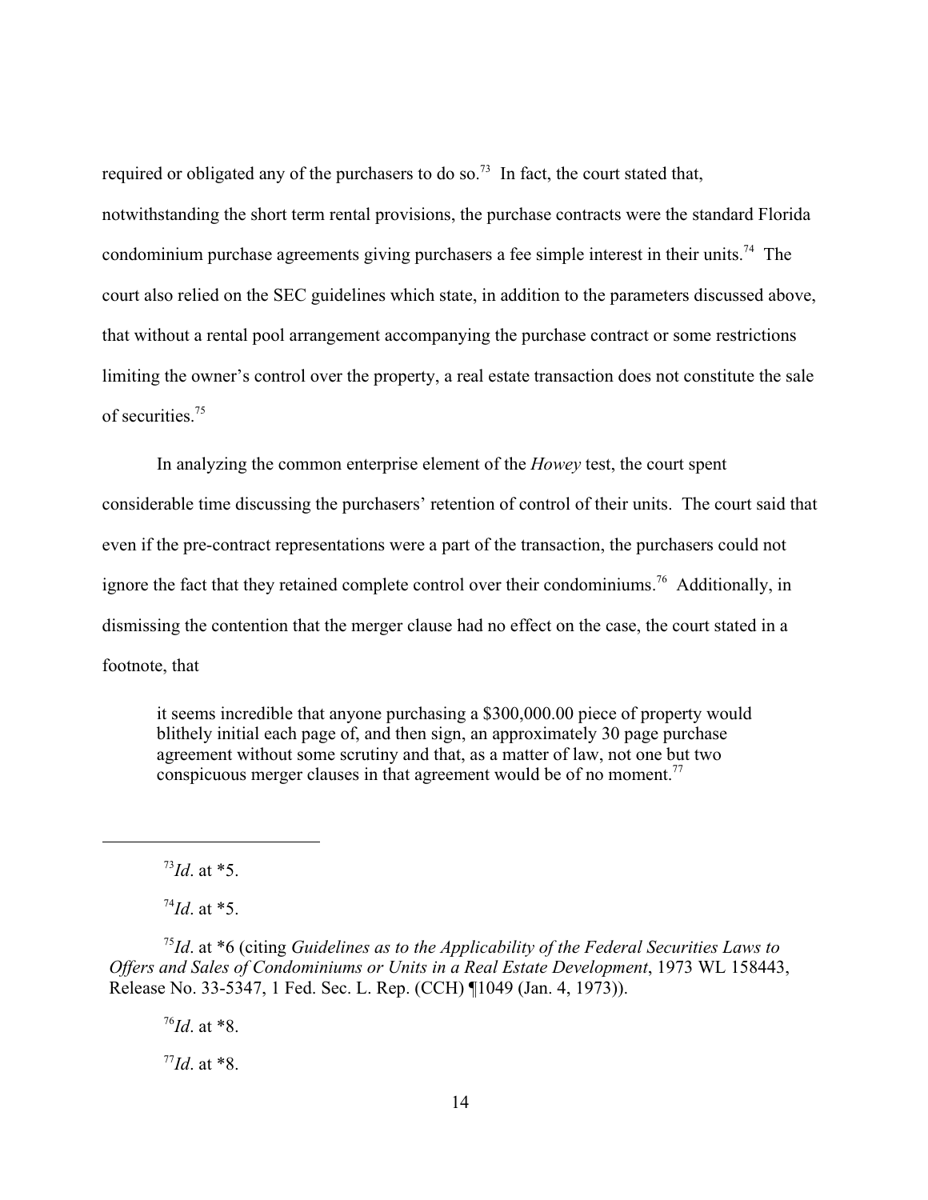required or obligated any of the purchasers to do so.[73] In fact, the court stated that, notwithstanding the short term rental provisions, the purchase contracts were the standard Florida condominium purchase agreements giving purchasers a fee simple interest in their units.[74] The court also relied on the SEC guidelines which state, in addition to the parameters discussed above, that without a rental pool arrangement accompanying the purchase contract or some restrictions limiting the owner's control over the property, a real estate transaction does not constitute the sale of securities.[75]

In analyzing the common enterprise element of the *Howey* test, the court spent considerable time discussing the purchasers' retention of control of their units. The court said that even if the pre-contract representations were a part of the transaction, the purchasers could not ignore the fact that they retained complete control over their condominiums.[76] Additionally, in dismissing the contention that the merger clause had no effect on the case, the court stated in a footnote, that

> it seems incredible that anyone purchasing a $300,000.00 piece of property would blithely initial each page of, and then sign, an approximately 30 page purchase agreement without some scrutiny and that, as a matter of law, not one but two conspicuous merger clauses in that agreement would be of no moment.[77]

---

[73] *Id*. at *5.

[74] *Id*. at *5.

[75] *Id*. at *6 (citing *Guidelines as to the Applicability of the Federal Securities Laws to Offers and Sales of Condominiums or Units in a Real Estate Development*, 1973 WL 158443, Release No. 33-5347, 1 Fed. Sec. L. Rep. (CCH) ¶1049 (Jan. 4, 1973)).

[76] *Id*. at *8.

[77] *Id*. at *8.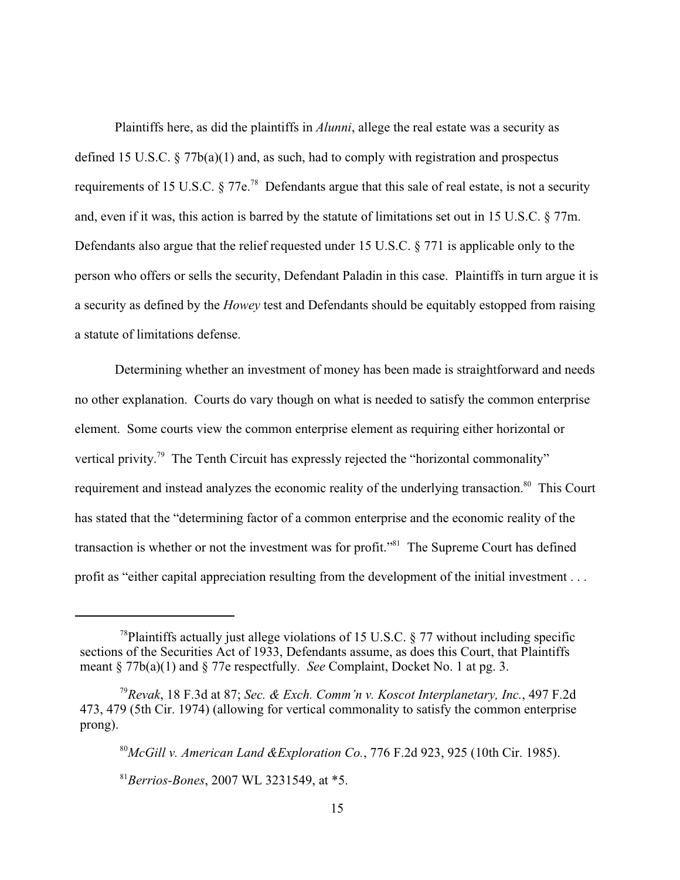Plaintiffs here, as did the plaintiffs in *Alunni*, allege the real estate was a security as defined 15 U.S.C. § 77b(a)(1) and, as such, had to comply with registration and prospectus requirements of 15 U.S.C. § 77e.[78] Defendants argue that this sale of real estate, is not a security and, even if it was, this action is barred by the statute of limitations set out in 15 U.S.C. § 77m. Defendants also argue that the relief requested under 15 U.S.C. § 771 is applicable only to the person who offers or sells the security, Defendant Paladin in this case. Plaintiffs in turn argue it is a security as defined by the *Howey* test and Defendants should be equitably estopped from raising a statute of limitations defense.

Determining whether an investment of money has been made is straightforward and needs no other explanation. Courts do vary though on what is needed to satisfy the common enterprise element. Some courts view the common enterprise element as requiring either horizontal or vertical privity.[79] The Tenth Circuit has expressly rejected the "horizontal commonality" requirement and instead analyzes the economic reality of the underlying transaction.[80] This Court has stated that the "determining factor of a common enterprise and the economic reality of the transaction is whether or not the investment was for profit."[81] The Supreme Court has defined profit as "either capital appreciation resulting from the development of the initial investment . . .

---

[78] Plaintiffs actually just allege violations of 15 U.S.C. § 77 without including specific sections of the Securities Act of 1933, Defendants assume, as does this Court, that Plaintiffs meant § 77b(a)(1) and § 77e respectfully. *See* Complaint, Docket No. 1 at pg. 3.

[79] *Revak*, 18 F.3d at 87; *Sec. & Exch. Comm'n v. Koscot Interplanetary, Inc.*, 497 F.2d 473, 479 (5th Cir. 1974) (allowing for vertical commonality to satisfy the common enterprise prong).

[80] *McGill v. American Land &Exploration Co.*, 776 F.2d 923, 925 (10th Cir. 1985).

[81] *Berrios-Bones*, 2007 WL 3231549, at *5.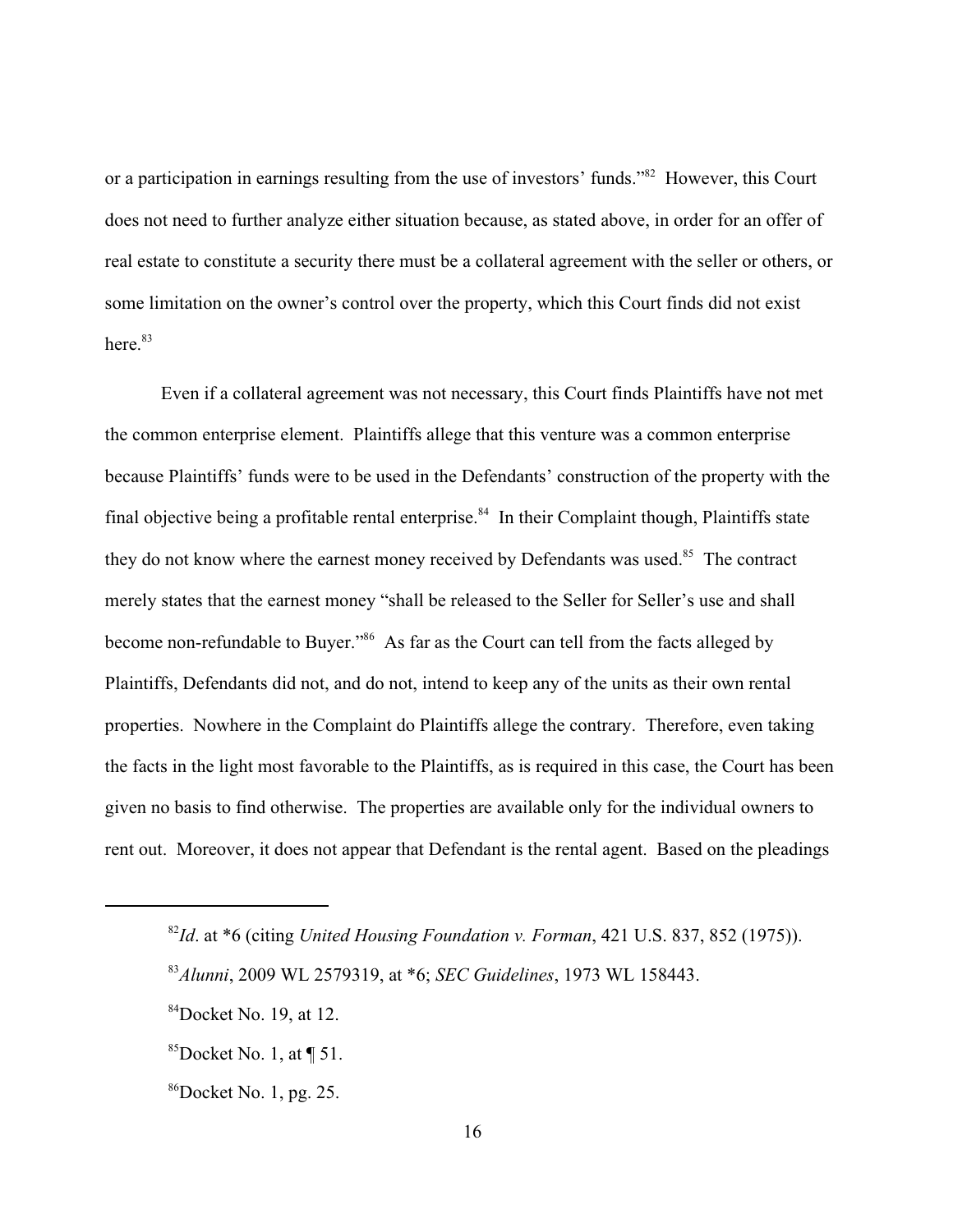or a participation in earnings resulting from the use of investors' funds."[82] However, this Court does not need to further analyze either situation because, as stated above, in order for an offer of real estate to constitute a security there must be a collateral agreement with the seller or others, or some limitation on the owner's control over the property, which this Court finds did not exist here.[83]

Even if a collateral agreement was not necessary, this Court finds Plaintiffs have not met the common enterprise element. Plaintiffs allege that this venture was a common enterprise because Plaintiffs' funds were to be used in the Defendants' construction of the property with the final objective being a profitable rental enterprise.[84] In their Complaint though, Plaintiffs state they do not know where the earnest money received by Defendants was used.[85] The contract merely states that the earnest money "shall be released to the Seller for Seller's use and shall become non-refundable to Buyer."[86] As far as the Court can tell from the facts alleged by Plaintiffs, Defendants did not, and do not, intend to keep any of the units as their own rental properties. Nowhere in the Complaint do Plaintiffs allege the contrary. Therefore, even taking the facts in the light most favorable to the Plaintiffs, as is required in this case, the Court has been given no basis to find otherwise. The properties are available only for the individual owners to rent out. Moreover, it does not appear that Defendant is the rental agent. Based on the pleadings

---

[82] *Id*. at *6 (citing *United Housing Foundation v. Forman*, 421 U.S. 837, 852 (1975)).

[83] *Alunni*, 2009 WL 2579319, at *6; *SEC Guidelines*, 1973 WL 158443.

[84] Docket No. 19, at 12.

[85] Docket No. 1, at ¶ 51.

[86] Docket No. 1, pg. 25.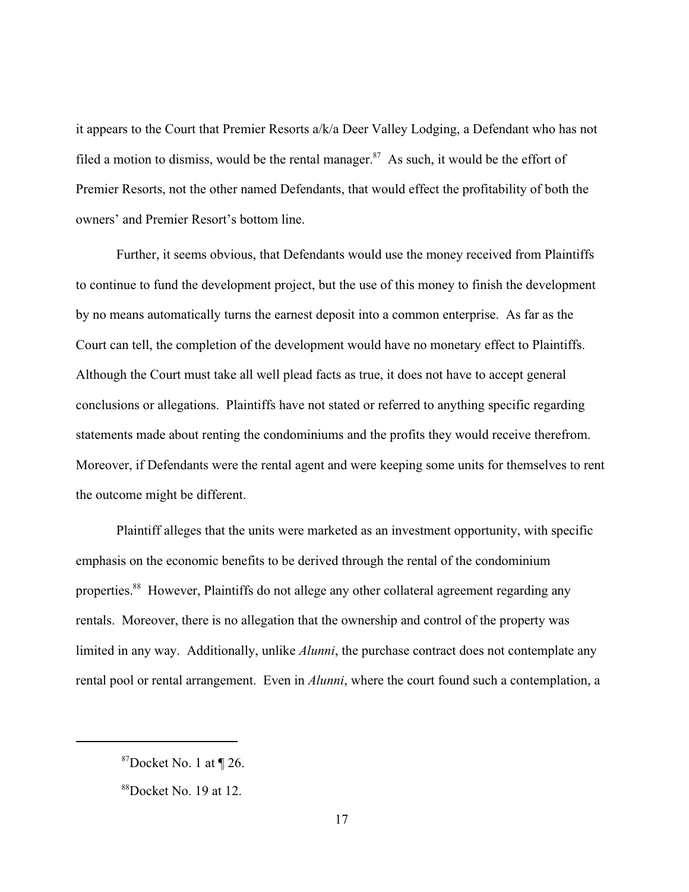it appears to the Court that Premier Resorts a/k/a Deer Valley Lodging, a Defendant who has not filed a motion to dismiss, would be the rental manager.[87] As such, it would be the effort of Premier Resorts, not the other named Defendants, that would effect the profitability of both the owners' and Premier Resort's bottom line.

Further, it seems obvious, that Defendants would use the money received from Plaintiffs to continue to fund the development project, but the use of this money to finish the development by no means automatically turns the earnest deposit into a common enterprise. As far as the Court can tell, the completion of the development would have no monetary effect to Plaintiffs. Although the Court must take all well plead facts as true, it does not have to accept general conclusions or allegations. Plaintiffs have not stated or referred to anything specific regarding statements made about renting the condominiums and the profits they would receive therefrom. Moreover, if Defendants were the rental agent and were keeping some units for themselves to rent the outcome might be different.

Plaintiff alleges that the units were marketed as an investment opportunity, with specific emphasis on the economic benefits to be derived through the rental of the condominium properties.[88] However, Plaintiffs do not allege any other collateral agreement regarding any rentals. Moreover, there is no allegation that the ownership and control of the property was limited in any way. Additionally, unlike *Alunni*, the purchase contract does not contemplate any rental pool or rental arrangement. Even in *Alunni*, where the court found such a contemplation, a

---

[87]Docket No. 1 at ¶ 26.

[88]Docket No. 19 at 12.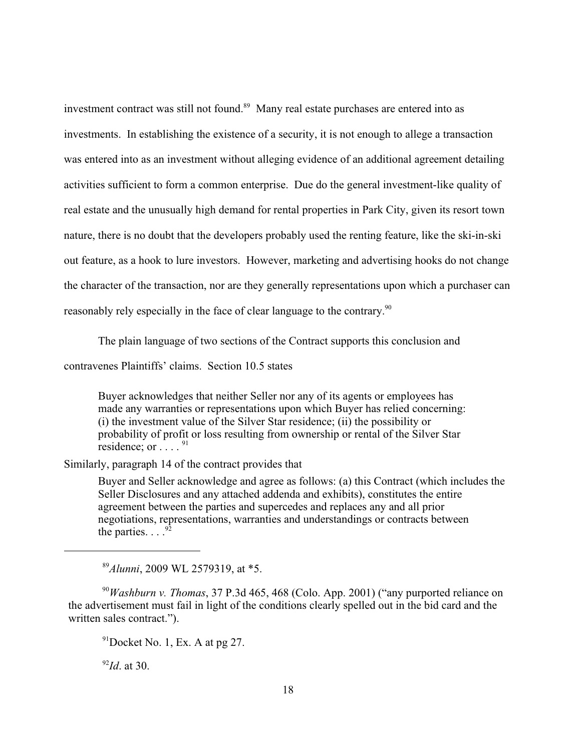investment contract was still not found.[89] Many real estate purchases are entered into as investments. In establishing the existence of a security, it is not enough to allege a transaction was entered into as an investment without alleging evidence of an additional agreement detailing activities sufficient to form a common enterprise. Due do the general investment-like quality of real estate and the unusually high demand for rental properties in Park City, given its resort town nature, there is no doubt that the developers probably used the renting feature, like the ski-in-ski out feature, as a hook to lure investors. However, marketing and advertising hooks do not change the character of the transaction, nor are they generally representations upon which a purchaser can reasonably rely especially in the face of clear language to the contrary.[90]

The plain language of two sections of the Contract supports this conclusion and contravenes Plaintiffs' claims. Section 10.5 states

> Buyer acknowledges that neither Seller nor any of its agents or employees has made any warranties or representations upon which Buyer has relied concerning: (i) the investment value of the Silver Star residence; (ii) the possibility or probability of profit or loss resulting from ownership or rental of the Silver Star residence; or . . . . [91]

Similarly, paragraph 14 of the contract provides that

> Buyer and Seller acknowledge and agree as follows: (a) this Contract (which includes the Seller Disclosures and any attached addenda and exhibits), constitutes the entire agreement between the parties and supercedes and replaces any and all prior negotiations, representations, warranties and understandings or contracts between the parties. . . .[92]

---

[89] *Alunni*, 2009 WL 2579319, at *5.

[90] *Washburn v. Thomas*, 37 P.3d 465, 468 (Colo. App. 2001) ("any purported reliance on the advertisement must fail in light of the conditions clearly spelled out in the bid card and the written sales contract.").

[91] Docket No. 1, Ex. A at pg 27.

[92] *Id*. at 30.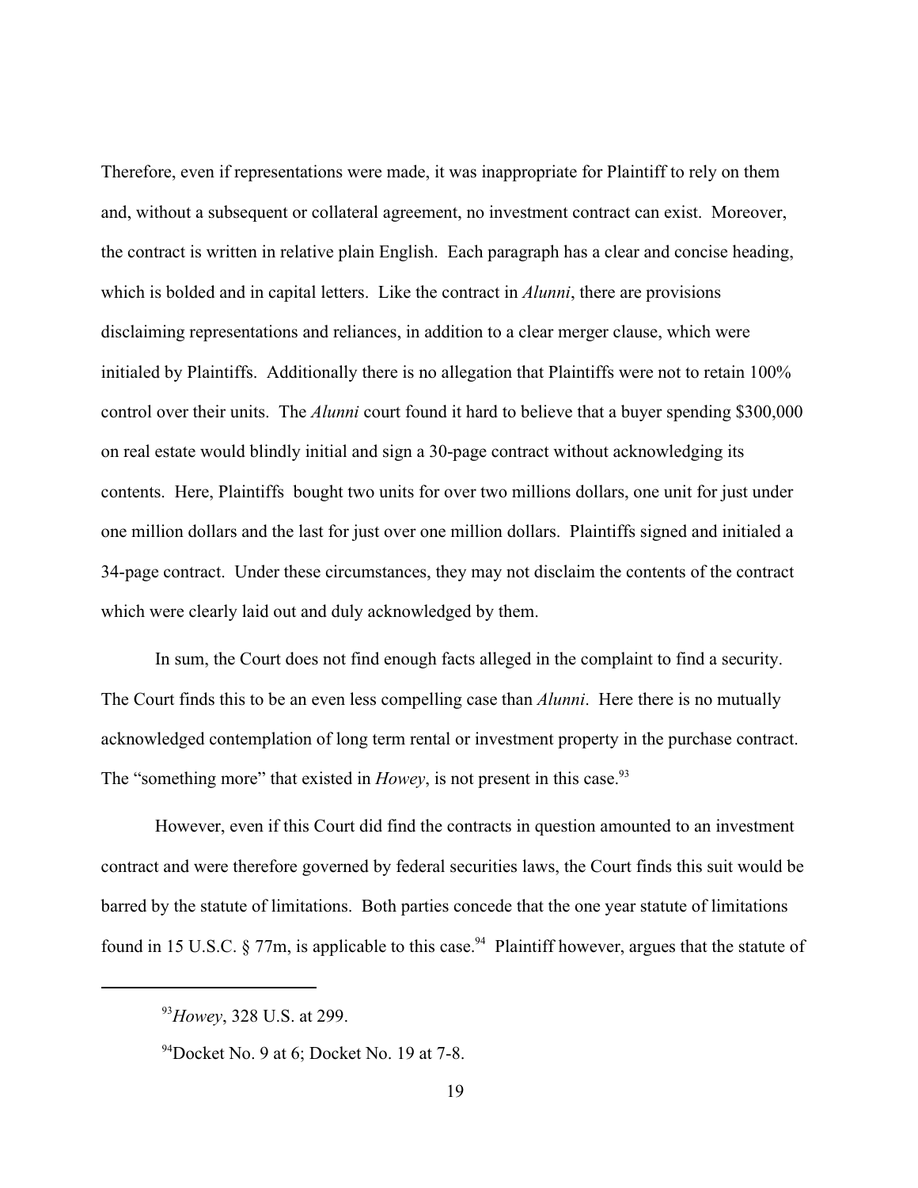Therefore, even if representations were made, it was inappropriate for Plaintiff to rely on them and, without a subsequent or collateral agreement, no investment contract can exist. Moreover, the contract is written in relative plain English. Each paragraph has a clear and concise heading, which is bolded and in capital letters. Like the contract in *Alunni*, there are provisions disclaiming representations and reliances, in addition to a clear merger clause, which were initialed by Plaintiffs. Additionally there is no allegation that Plaintiffs were not to retain 100% control over their units. The *Alunni* court found it hard to believe that a buyer spending $300,000 on real estate would blindly initial and sign a 30-page contract without acknowledging its contents. Here, Plaintiffs bought two units for over two millions dollars, one unit for just under one million dollars and the last for just over one million dollars. Plaintiffs signed and initialed a 34-page contract. Under these circumstances, they may not disclaim the contents of the contract which were clearly laid out and duly acknowledged by them.

In sum, the Court does not find enough facts alleged in the complaint to find a security. The Court finds this to be an even less compelling case than *Alunni*. Here there is no mutually acknowledged contemplation of long term rental or investment property in the purchase contract. The "something more" that existed in *Howey*, is not present in this case.[93]

However, even if this Court did find the contracts in question amounted to an investment contract and were therefore governed by federal securities laws, the Court finds this suit would be barred by the statute of limitations. Both parties concede that the one year statute of limitations found in 15 U.S.C. § 77m, is applicable to this case.[94] Plaintiff however, argues that the statute of

---

[93] *Howey*, 328 U.S. at 299.

[94] Docket No. 9 at 6; Docket No. 19 at 7-8.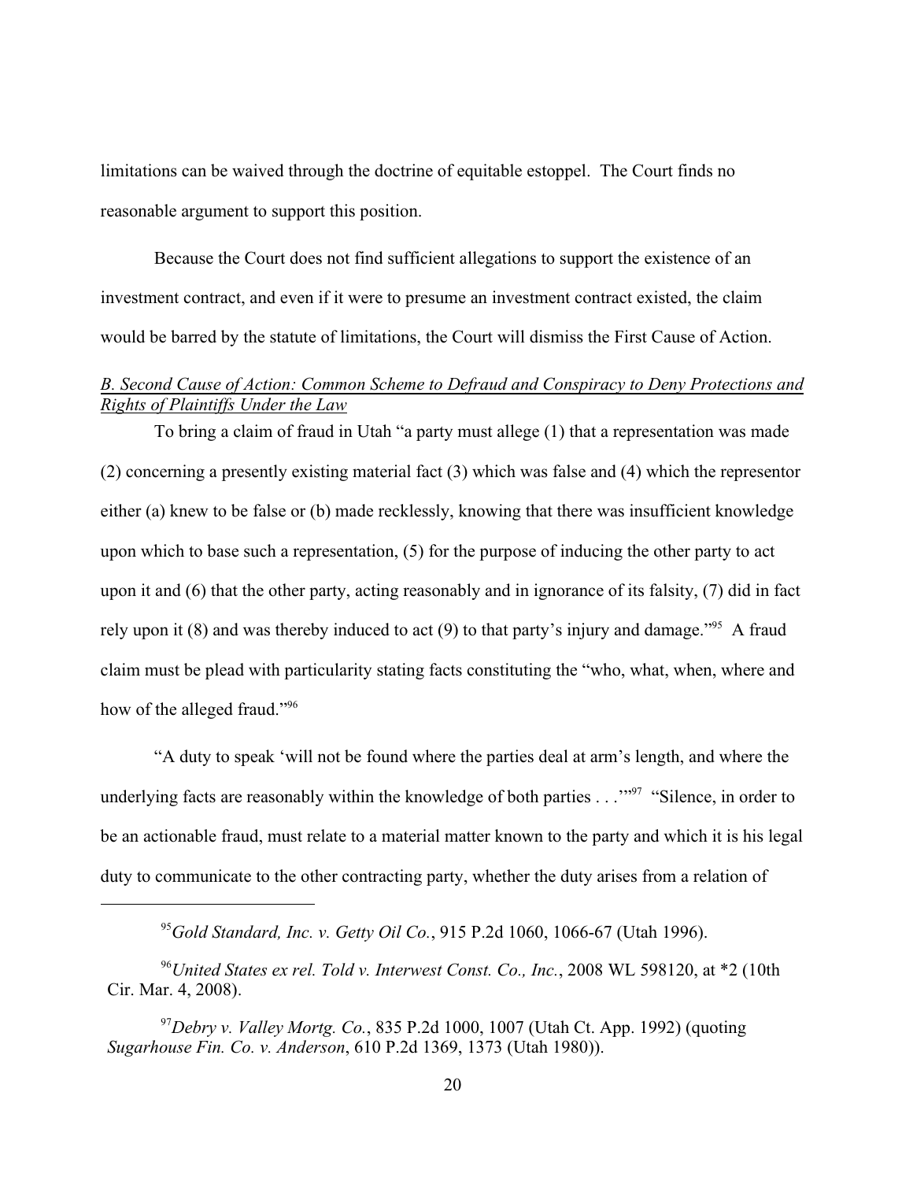limitations can be waived through the doctrine of equitable estoppel. The Court finds no reasonable argument to support this position.

Because the Court does not find sufficient allegations to support the existence of an investment contract, and even if it were to presume an investment contract existed, the claim would be barred by the statute of limitations, the Court will dismiss the First Cause of Action.

### *B. Second Cause of Action: Common Scheme to Defraud and Conspiracy to Deny Protections and Rights of Plaintiffs Under the Law*

To bring a claim of fraud in Utah "a party must allege (1) that a representation was made (2) concerning a presently existing material fact (3) which was false and (4) which the representor either (a) knew to be false or (b) made recklessly, knowing that there was insufficient knowledge upon which to base such a representation, (5) for the purpose of inducing the other party to act upon it and (6) that the other party, acting reasonably and in ignorance of its falsity, (7) did in fact rely upon it (8) and was thereby induced to act (9) to that party's injury and damage."[95] A fraud claim must be plead with particularity stating facts constituting the "who, what, when, where and how of the alleged fraud."[96]

"A duty to speak 'will not be found where the parties deal at arm's length, and where the underlying facts are reasonably within the knowledge of both parties . . .'"[97] "Silence, in order to be an actionable fraud, must relate to a material matter known to the party and which it is his legal duty to communicate to the other contracting party, whether the duty arises from a relation of

---

[95] *Gold Standard, Inc. v. Getty Oil Co.*, 915 P.2d 1060, 1066-67 (Utah 1996).

[96] *United States ex rel. Told v. Interwest Const. Co., Inc.*, 2008 WL 598120, at *2 (10th Cir. Mar. 4, 2008).

[97] *Debry v. Valley Mortg. Co.*, 835 P.2d 1000, 1007 (Utah Ct. App. 1992) (quoting *Sugarhouse Fin. Co. v. Anderson*, 610 P.2d 1369, 1373 (Utah 1980)).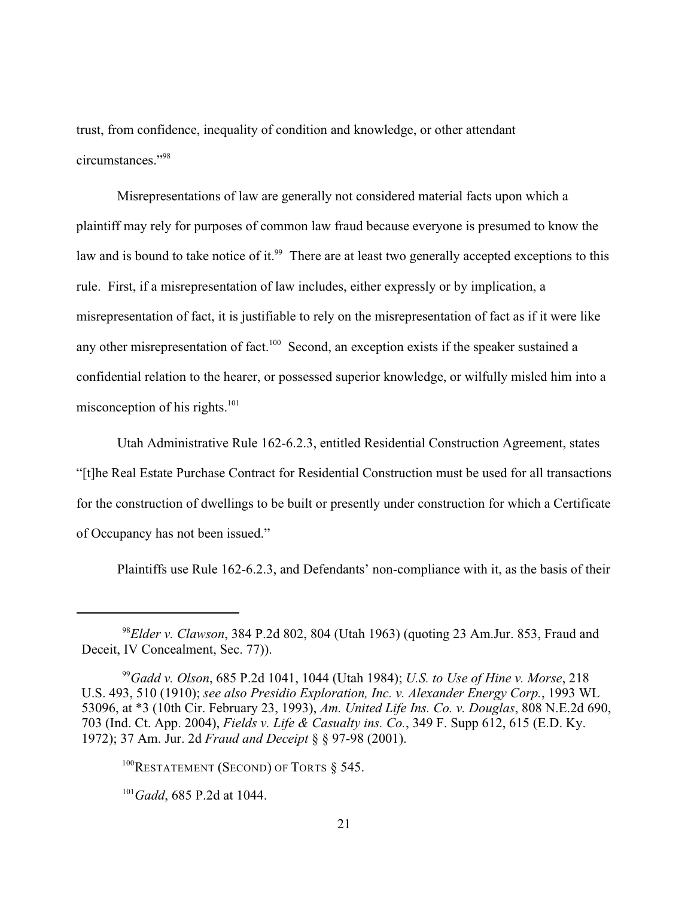trust, from confidence, inequality of condition and knowledge, or other attendant circumstances."[98]

Misrepresentations of law are generally not considered material facts upon which a plaintiff may rely for purposes of common law fraud because everyone is presumed to know the law and is bound to take notice of it.[99] There are at least two generally accepted exceptions to this rule. First, if a misrepresentation of law includes, either expressly or by implication, a misrepresentation of fact, it is justifiable to rely on the misrepresentation of fact as if it were like any other misrepresentation of fact.[100] Second, an exception exists if the speaker sustained a confidential relation to the hearer, or possessed superior knowledge, or wilfully misled him into a misconception of his rights.[101]

Utah Administrative Rule 162-6.2.3, entitled Residential Construction Agreement, states "[t]he Real Estate Purchase Contract for Residential Construction must be used for all transactions for the construction of dwellings to be built or presently under construction for which a Certificate of Occupancy has not been issued."

Plaintiffs use Rule 162-6.2.3, and Defendants' non-compliance with it, as the basis of their

---

[98] *Elder v. Clawson*, 384 P.2d 802, 804 (Utah 1963) (quoting 23 Am.Jur. 853, Fraud and Deceit, IV Concealment, Sec. 77)).

[99] *Gadd v. Olson*, 685 P.2d 1041, 1044 (Utah 1984); *U.S. to Use of Hine v. Morse*, 218 U.S. 493, 510 (1910); *see also Presidio Exploration, Inc. v. Alexander Energy Corp.*, 1993 WL 53096, at *3 (10th Cir. February 23, 1993), *Am. United Life Ins. Co. v. Douglas*, 808 N.E.2d 690, 703 (Ind. Ct. App. 2004), *Fields v. Life & Casualty ins. Co.*, 349 F. Supp 612, 615 (E.D. Ky. 1972); 37 Am. Jur. 2d *Fraud and Deceipt* § § 97-98 (2001).

[100] RESTATEMENT (SECOND) OF TORTS § 545.

[101] *Gadd*, 685 P.2d at 1044.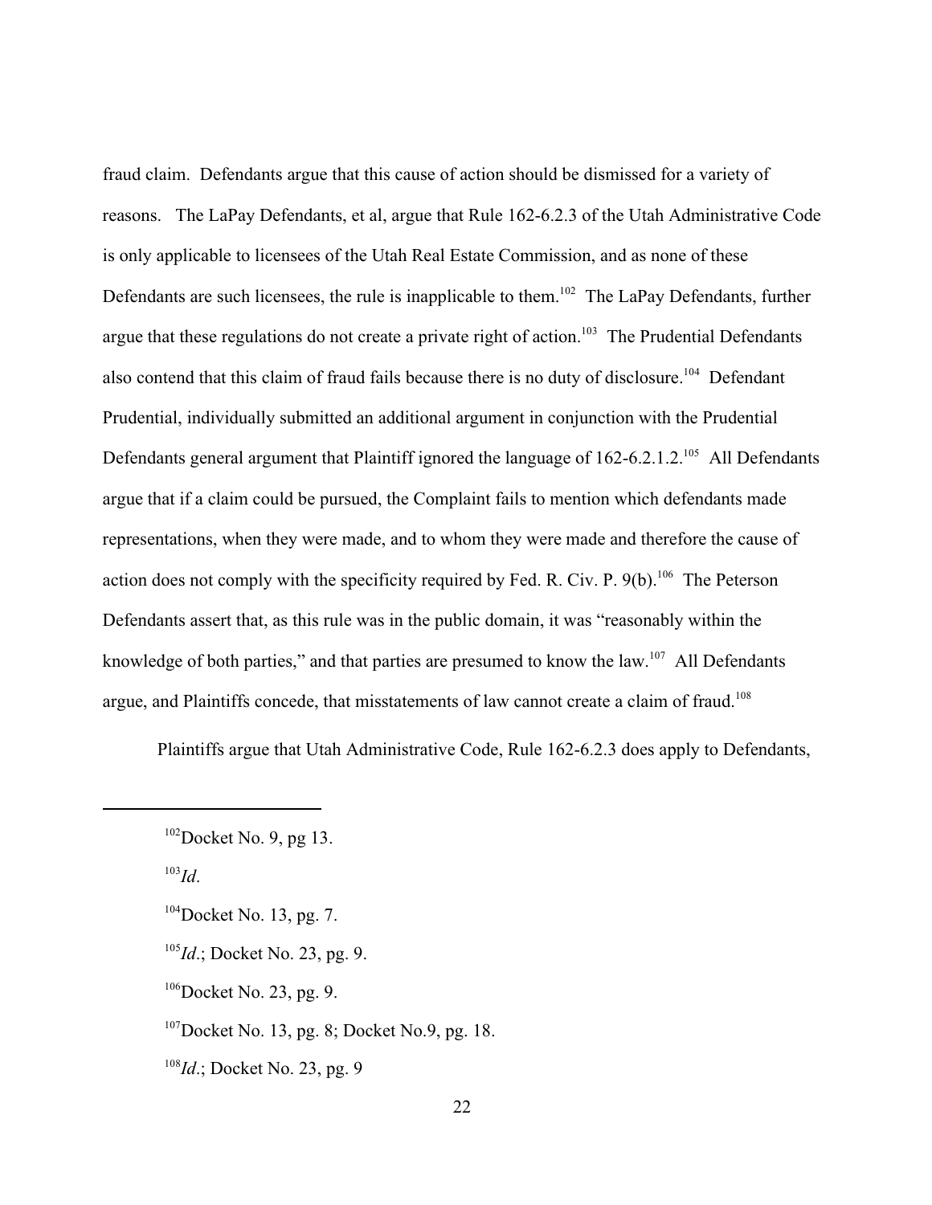fraud claim. Defendants argue that this cause of action should be dismissed for a variety of reasons. The LaPay Defendants, et al, argue that Rule 162-6.2.3 of the Utah Administrative Code is only applicable to licensees of the Utah Real Estate Commission, and as none of these Defendants are such licensees, the rule is inapplicable to them.[102] The LaPay Defendants, further argue that these regulations do not create a private right of action.[103] The Prudential Defendants also contend that this claim of fraud fails because there is no duty of disclosure.[104] Defendant Prudential, individually submitted an additional argument in conjunction with the Prudential Defendants general argument that Plaintiff ignored the language of 162-6.2.1.2.[105] All Defendants argue that if a claim could be pursued, the Complaint fails to mention which defendants made representations, when they were made, and to whom they were made and therefore the cause of action does not comply with the specificity required by Fed. R. Civ. P. 9(b).[106] The Peterson Defendants assert that, as this rule was in the public domain, it was "reasonably within the knowledge of both parties," and that parties are presumed to know the law.[107] All Defendants argue, and Plaintiffs concede, that misstatements of law cannot create a claim of fraud.[108]

Plaintiffs argue that Utah Administrative Code, Rule 162-6.2.3 does apply to Defendants,

---

[102]Docket No. 9, pg 13.

[103]*Id*.

[104]Docket No. 13, pg. 7.

[105]*Id*.; Docket No. 23, pg. 9.

[106]Docket No. 23, pg. 9.

[107]Docket No. 13, pg. 8; Docket No.9, pg. 18.

[108]*Id*.; Docket No. 23, pg. 9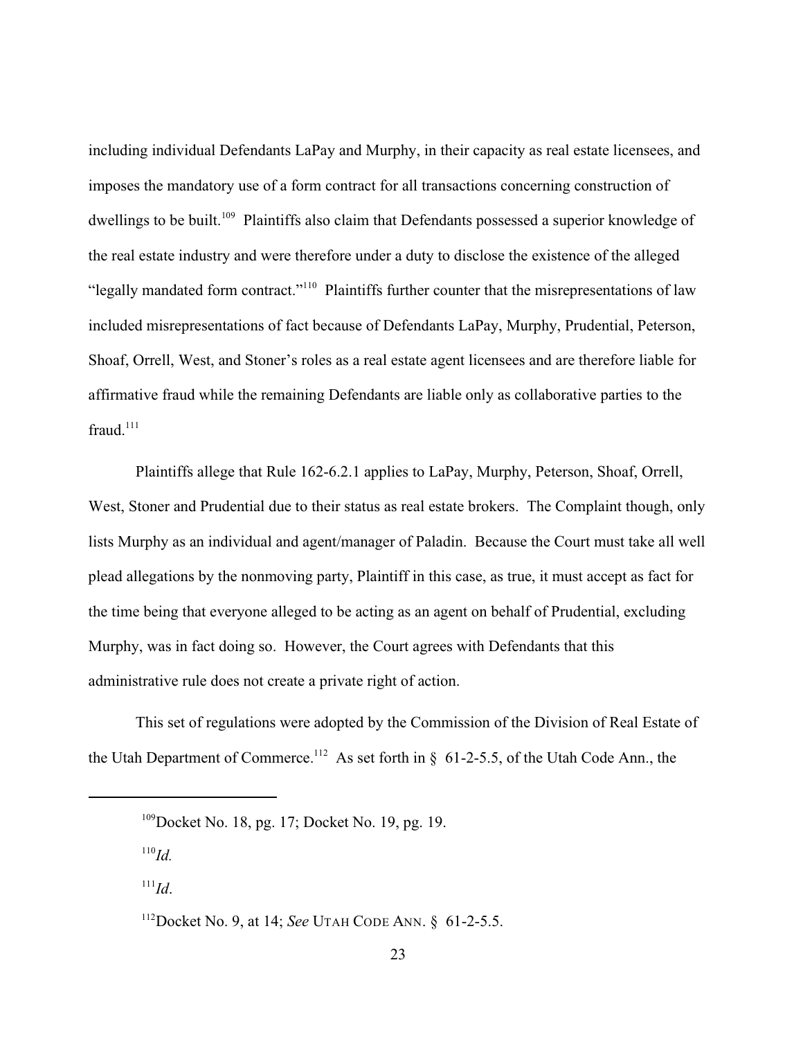including individual Defendants LaPay and Murphy, in their capacity as real estate licensees, and imposes the mandatory use of a form contract for all transactions concerning construction of dwellings to be built.[109] Plaintiffs also claim that Defendants possessed a superior knowledge of the real estate industry and were therefore under a duty to disclose the existence of the alleged "legally mandated form contract."[110] Plaintiffs further counter that the misrepresentations of law included misrepresentations of fact because of Defendants LaPay, Murphy, Prudential, Peterson, Shoaf, Orrell, West, and Stoner's roles as a real estate agent licensees and are therefore liable for affirmative fraud while the remaining Defendants are liable only as collaborative parties to the fraud.[111]

Plaintiffs allege that Rule 162-6.2.1 applies to LaPay, Murphy, Peterson, Shoaf, Orrell, West, Stoner and Prudential due to their status as real estate brokers. The Complaint though, only lists Murphy as an individual and agent/manager of Paladin. Because the Court must take all well plead allegations by the nonmoving party, Plaintiff in this case, as true, it must accept as fact for the time being that everyone alleged to be acting as an agent on behalf of Prudential, excluding Murphy, was in fact doing so. However, the Court agrees with Defendants that this administrative rule does not create a private right of action.

This set of regulations were adopted by the Commission of the Division of Real Estate of the Utah Department of Commerce.[112] As set forth in § 61-2-5.5, of the Utah Code Ann., the

---

[109] Docket No. 18, pg. 17; Docket No. 19, pg. 19.

[110] *Id.*

[111] *Id*.

[112] Docket No. 9, at 14; *See* UTAH CODE ANN. § 61-2-5.5.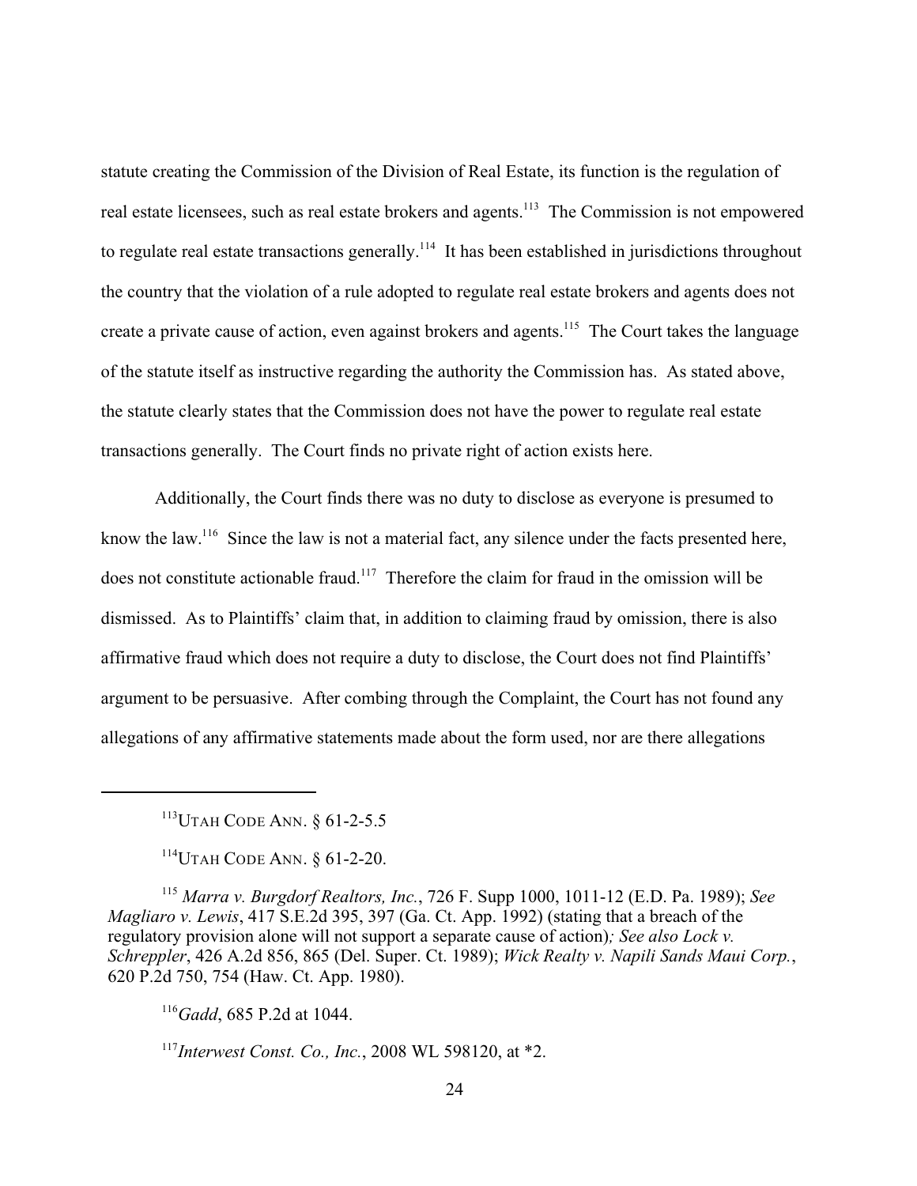statute creating the Commission of the Division of Real Estate, its function is the regulation of real estate licensees, such as real estate brokers and agents.[113] The Commission is not empowered to regulate real estate transactions generally.[114] It has been established in jurisdictions throughout the country that the violation of a rule adopted to regulate real estate brokers and agents does not create a private cause of action, even against brokers and agents.[115] The Court takes the language of the statute itself as instructive regarding the authority the Commission has. As stated above, the statute clearly states that the Commission does not have the power to regulate real estate transactions generally. The Court finds no private right of action exists here.

Additionally, the Court finds there was no duty to disclose as everyone is presumed to know the law.[116] Since the law is not a material fact, any silence under the facts presented here, does not constitute actionable fraud.[117] Therefore the claim for fraud in the omission will be dismissed. As to Plaintiffs' claim that, in addition to claiming fraud by omission, there is also affirmative fraud which does not require a duty to disclose, the Court does not find Plaintiffs' argument to be persuasive. After combing through the Complaint, the Court has not found any allegations of any affirmative statements made about the form used, nor are there allegations

---

[113] UTAH CODE ANN. § 61-2-5.5

[114] UTAH CODE ANN. § 61-2-20.

[115] *Marra v. Burgdorf Realtors, Inc.*, 726 F. Supp 1000, 1011-12 (E.D. Pa. 1989); *See Magliaro v. Lewis*, 417 S.E.2d 395, 397 (Ga. Ct. App. 1992) (stating that a breach of the regulatory provision alone will not support a separate cause of action)*; See also Lock v. Schreppler*, 426 A.2d 856, 865 (Del. Super. Ct. 1989); *Wick Realty v. Napili Sands Maui Corp.*, 620 P.2d 750, 754 (Haw. Ct. App. 1980).

[116] *Gadd*, 685 P.2d at 1044.

[117] *Interwest Const. Co., Inc.*, 2008 WL 598120, at *2.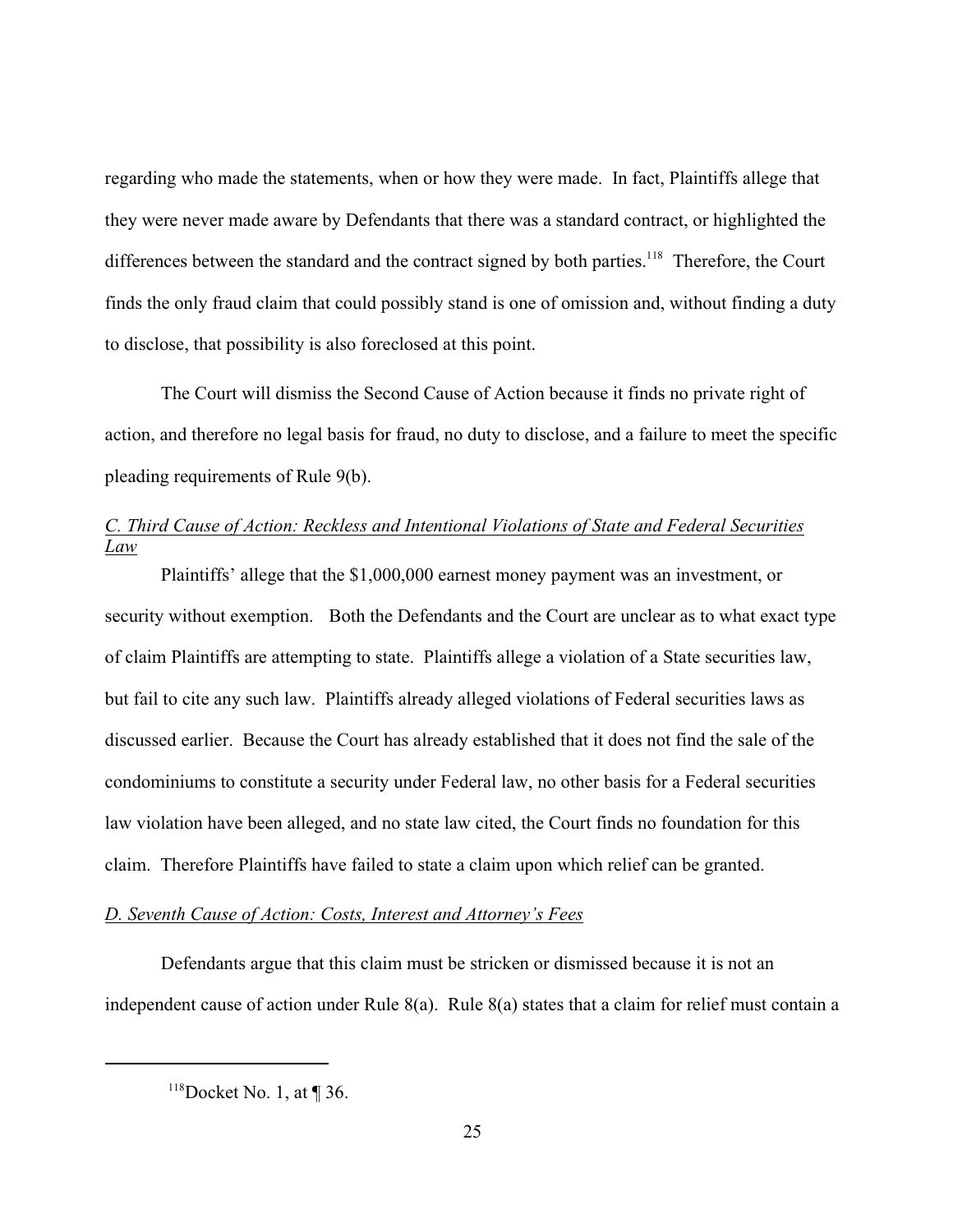regarding who made the statements, when or how they were made. In fact, Plaintiffs allege that they were never made aware by Defendants that there was a standard contract, or highlighted the differences between the standard and the contract signed by both parties.[118] Therefore, the Court finds the only fraud claim that could possibly stand is one of omission and, without finding a duty to disclose, that possibility is also foreclosed at this point.

The Court will dismiss the Second Cause of Action because it finds no private right of action, and therefore no legal basis for fraud, no duty to disclose, and a failure to meet the specific pleading requirements of Rule 9(b).

### *C. Third Cause of Action: Reckless and Intentional Violations of State and Federal Securities Law*

Plaintiffs' allege that the $1,000,000 earnest money payment was an investment, or security without exemption. Both the Defendants and the Court are unclear as to what exact type of claim Plaintiffs are attempting to state. Plaintiffs allege a violation of a State securities law, but fail to cite any such law. Plaintiffs already alleged violations of Federal securities laws as discussed earlier. Because the Court has already established that it does not find the sale of the condominiums to constitute a security under Federal law, no other basis for a Federal securities law violation have been alleged, and no state law cited, the Court finds no foundation for this claim. Therefore Plaintiffs have failed to state a claim upon which relief can be granted.

### *D. Seventh Cause of Action: Costs, Interest and Attorney's Fees*

Defendants argue that this claim must be stricken or dismissed because it is not an independent cause of action under Rule 8(a). Rule 8(a) states that a claim for relief must contain a

[118] Docket No. 1, at ¶ 36.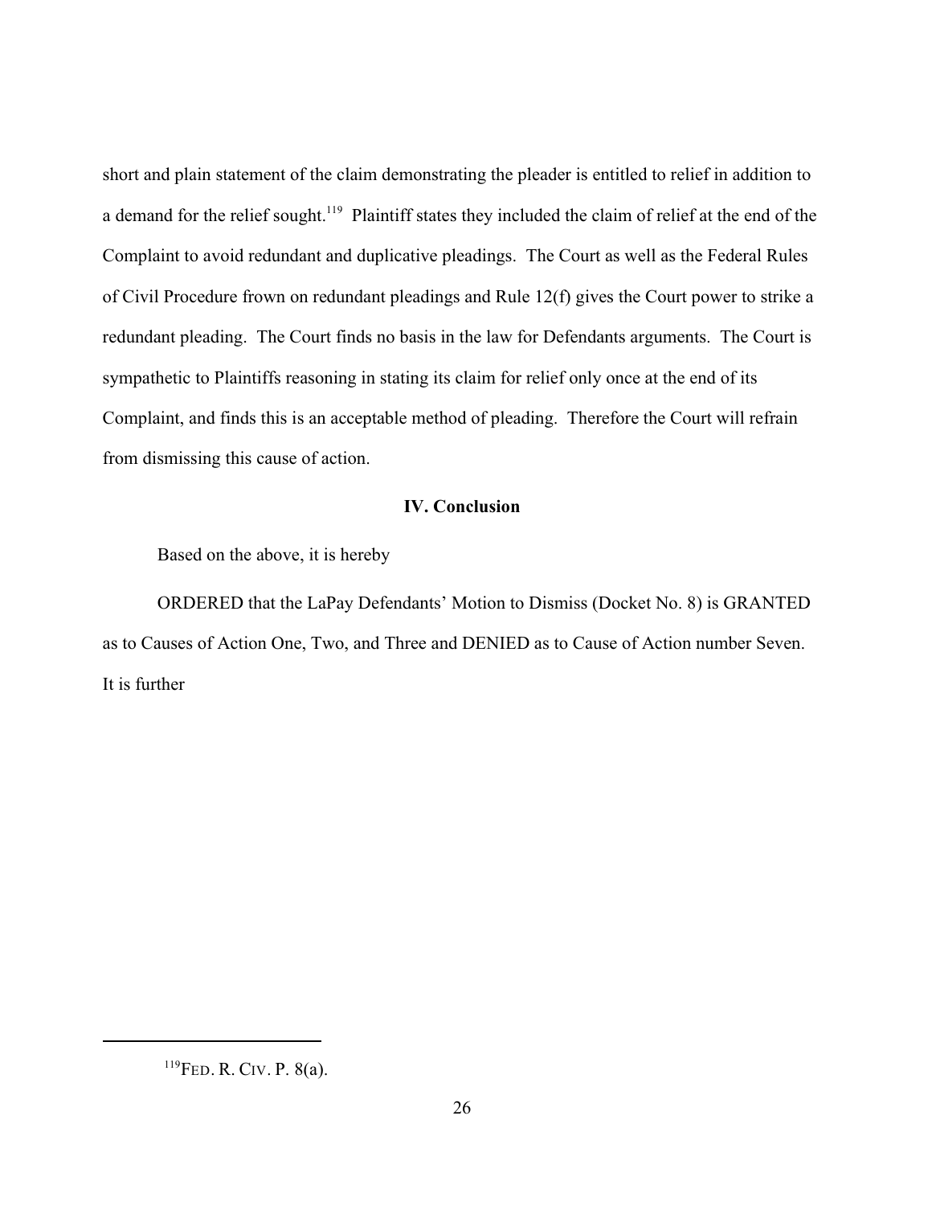short and plain statement of the claim demonstrating the pleader is entitled to relief in addition to a demand for the relief sought.[119] Plaintiff states they included the claim of relief at the end of the Complaint to avoid redundant and duplicative pleadings. The Court as well as the Federal Rules of Civil Procedure frown on redundant pleadings and Rule 12(f) gives the Court power to strike a redundant pleading. The Court finds no basis in the law for Defendants arguments. The Court is sympathetic to Plaintiffs reasoning in stating its claim for relief only once at the end of its Complaint, and finds this is an acceptable method of pleading. Therefore the Court will refrain from dismissing this cause of action.

## IV. Conclusion

Based on the above, it is hereby

ORDERED that the LaPay Defendants' Motion to Dismiss (Docket No. 8) is GRANTED as to Causes of Action One, Two, and Three and DENIED as to Cause of Action number Seven. It is further

---

[119] FED. R. CIV. P. 8(a).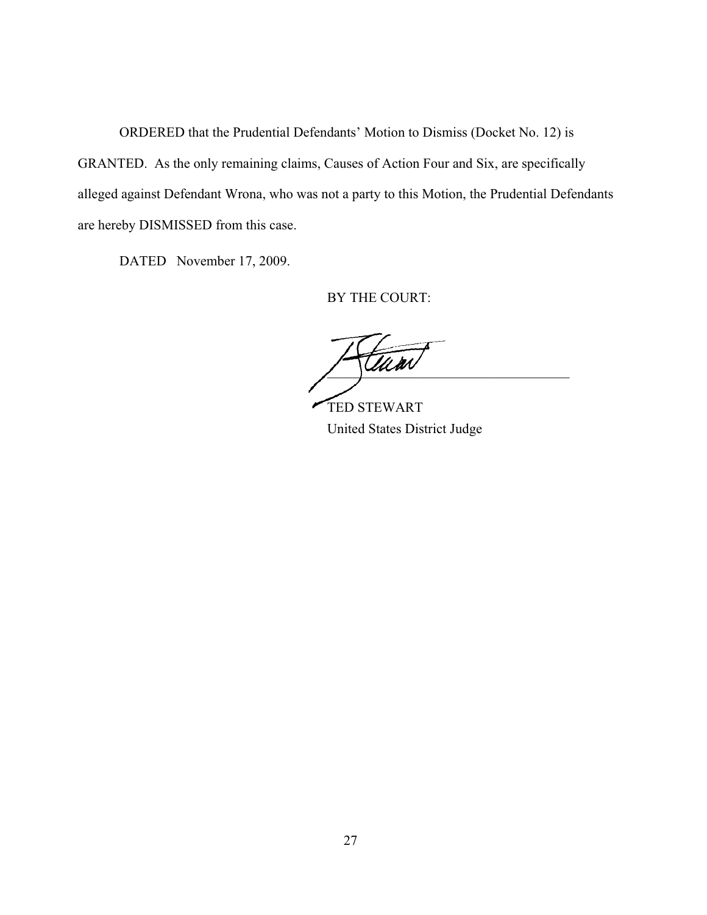ORDERED that the Prudential Defendants' Motion to Dismiss (Docket No. 12) is GRANTED. As the only remaining claims, Causes of Action Four and Six, are specifically alleged against Defendant Wrona, who was not a party to this Motion, the Prudential Defendants are hereby DISMISSED from this case.

DATED November 17, 2009.

BY THE COURT:

TED STEWART
United States District Judge